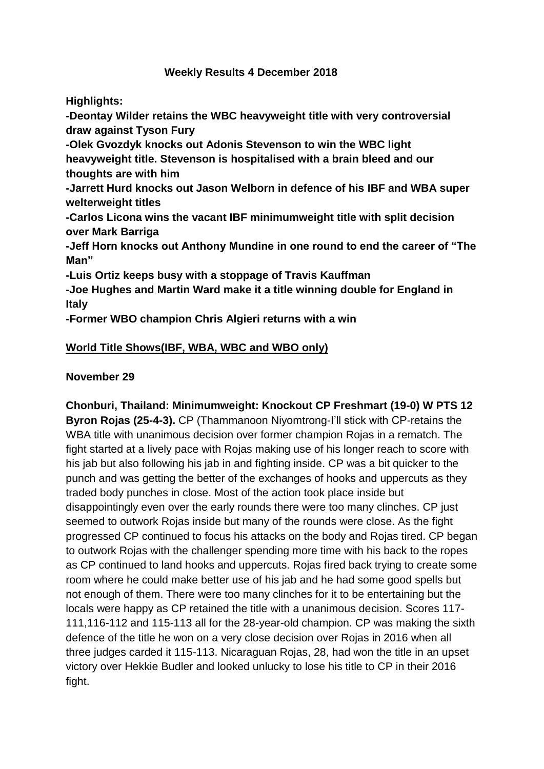# Weekly Results 4 December 2018

**Highlights:**

**-Deontay Wilder retains the WBC heavyweight title with very controversial draw against Tyson Fury**

**-Olek Gvozdyk knocks out Adonis Stevenson to win the WBC light heavyweight title. Stevenson is hospitalised with a brain bleed and our thoughts are with him**

**-Jarrett Hurd knocks out Jason Welborn in defence of his IBF and WBA super welterweight titles**

**-Carlos Licona wins the vacant IBF minimumweight title with split decision over Mark Barriga**

**-Jeff Horn knocks out Anthony Mundine in one round to end the career of "The Man"**

**-Luis Ortiz keeps busy with a stoppage of Travis Kauffman**

**-Joe Hughes and Martin Ward make it a title winning double for England in Italy**

**-Former WBO champion Chris Algieri returns with a win**

## World Title Shows(IBF, WBA, WBC and WBO only)

### November 29

**Chonburi, Thailand: Minimumweight: Knockout CP Freshmart (19-0) W PTS 12 Byron Rojas (25-4-3).** CP (Thammanoon Niyomtrong-I'll stick with CP-retains the WBA title with unanimous decision over former champion Rojas in a rematch. The fight started at a lively pace with Rojas making use of his longer reach to score with his jab but also following his jab in and fighting inside. CP was a bit quicker to the punch and was getting the better of the exchanges of hooks and uppercuts as they traded body punches in close. Most of the action took place inside but disappointingly even over the early rounds there were too many clinches. CP just seemed to outwork Rojas inside but many of the rounds were close. As the fight progressed CP continued to focus his attacks on the body and Rojas tired. CP began to outwork Rojas with the challenger spending more time with his back to the ropes as CP continued to land hooks and uppercuts. Rojas fired back trying to create some room where he could make better use of his jab and he had some good spells but not enough of them. There were too many clinches for it to be entertaining but the locals were happy as CP retained the title with a unanimous decision. Scores 117-111,116-112 and 115-113 all for the 28-year-old champion. CP was making the sixth defence of the title he won on a very close decision over Rojas in 2016 when all three judges carded it 115-113. Nicaraguan Rojas, 28, had won the title in an upset victory over Hekkie Budler and looked unlucky to lose his title to CP in their 2016 fight.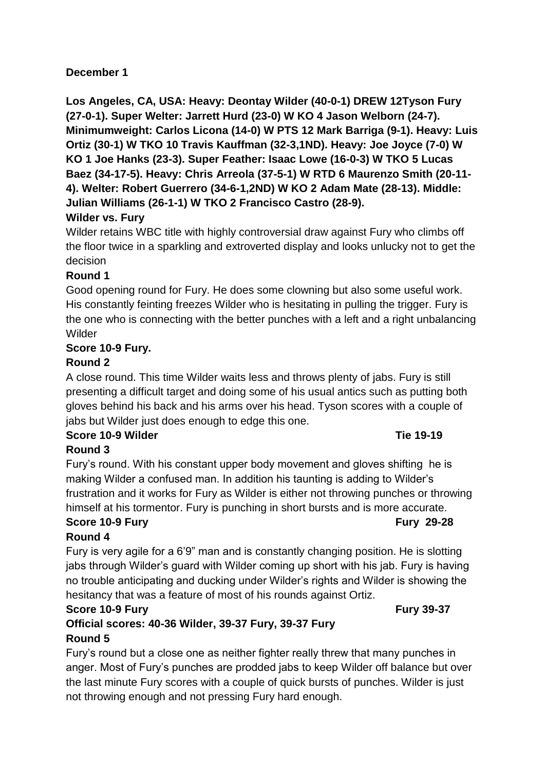**December 1**

**Los Angeles, CA, USA: Heavy: Deontay Wilder (40-0-1) DREW 12Tyson Fury (27-0-1). Super Welter: Jarrett Hurd (23-0) W KO 4 Jason Welborn (24-7). Minimumweight: Carlos Licona (14-0) W PTS 12 Mark Barriga (9-1). Heavy: Luis Ortiz (30-1) W TKO 10 Travis Kauffman (32-3,1ND). Heavy: Joe Joyce (7-0) W KO 1 Joe Hanks (23-3). Super Feather: Isaac Lowe (16-0-3) W TKO 5 Lucas Baez (34-17-5). Heavy: Chris Arreola (37-5-1) W RTD 6 Maurenzo Smith (20-11-4). Welter: Robert Guerrero (34-6-1,2ND) W KO 2 Adam Mate (28-13). Middle: Julian Williams (26-1-1) W TKO 2 Francisco Castro (28-9).**

**Wilder vs. Fury**

Wilder retains WBC title with highly controversial draw against Fury who climbs off the floor twice in a sparkling and extroverted display and looks unlucky not to get the decision

**Round 1**

Good opening round for Fury. He does some clowning but also some useful work. His constantly feinting freezes Wilder who is hesitating in pulling the trigger. Fury is the one who is connecting with the better punches with a left and a right unbalancing Wilder

**Score 10-9 Fury.**

**Round 2**

A close round. This time Wilder waits less and throws plenty of jabs. Fury is still presenting a difficult target and doing some of his usual antics such as putting both gloves behind his back and his arms over his head. Tyson scores with a couple of jabs but Wilder just does enough to edge this one.

**Score 10-9 Wilder** **Tie 19-19**

**Round 3**

Fury's round. With his constant upper body movement and gloves shifting he is making Wilder a confused man. In addition his taunting is adding to Wilder's frustration and it works for Fury as Wilder is either not throwing punches or throwing himself at his tormentor. Fury is punching in short bursts and is more accurate.

**Score 10-9 Fury** **Fury 29-28**

**Round 4**

Fury is very agile for a 6'9" man and is constantly changing position. He is slotting jabs through Wilder's guard with Wilder coming up short with his jab. Fury is having no trouble anticipating and ducking under Wilder's rights and Wilder is showing the hesitancy that was a feature of most of his rounds against Ortiz.

**Score 10-9 Fury** **Fury 39-37**

**Official scores: 40-36 Wilder, 39-37 Fury, 39-37 Fury**

**Round 5**

Fury's round but a close one as neither fighter really threw that many punches in anger. Most of Fury's punches are prodded jabs to keep Wilder off balance but over the last minute Fury scores with a couple of quick bursts of punches. Wilder is just not throwing enough and not pressing Fury hard enough.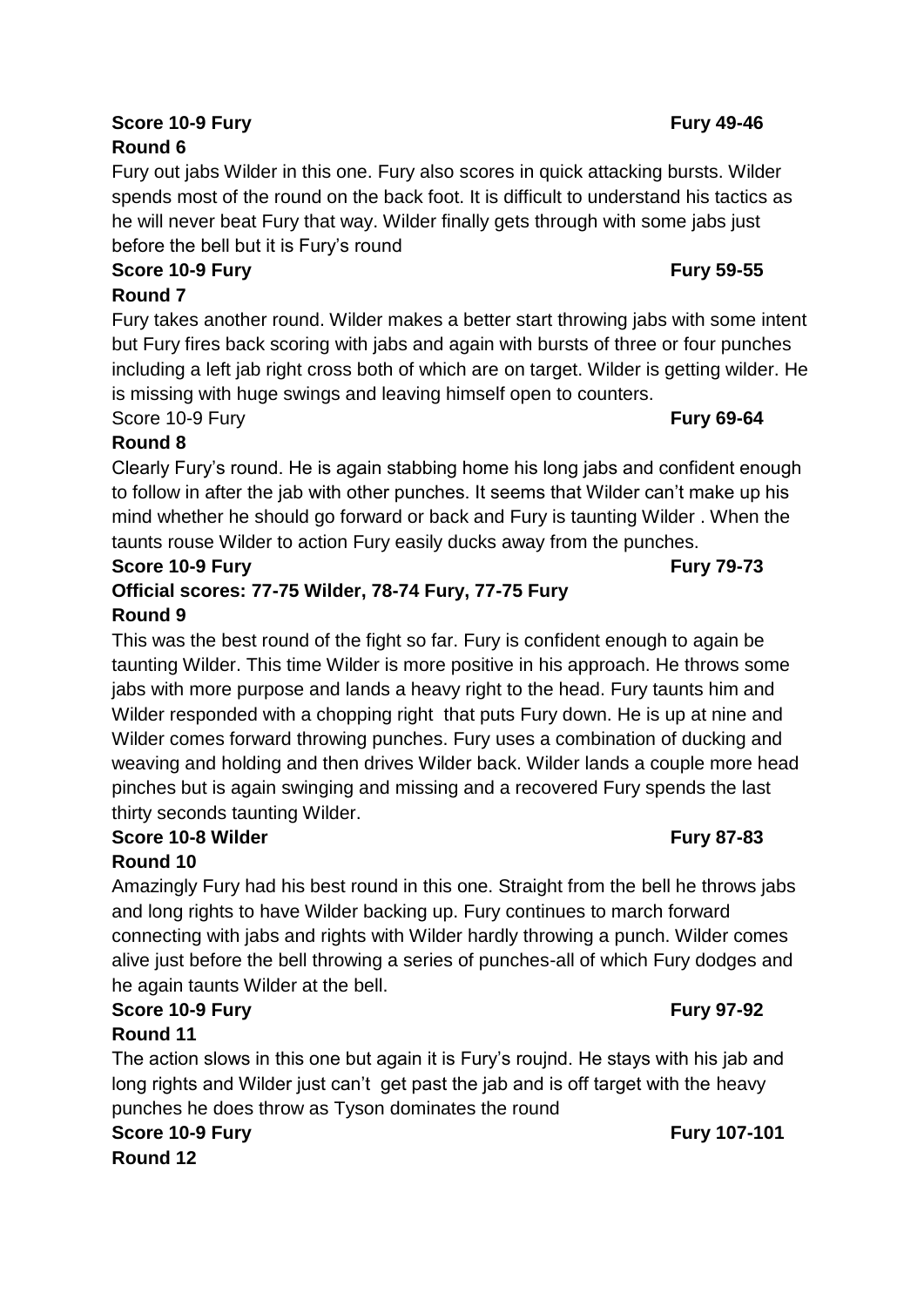**Score 10-9 Fury** **Fury 49-46**

**Round 6**

Fury out jabs Wilder in this one. Fury also scores in quick attacking bursts. Wilder spends most of the round on the back foot. It is difficult to understand his tactics as he will never beat Fury that way. Wilder finally gets through with some jabs just before the bell but it is Fury's round

**Score 10-9 Fury** **Fury 59-55**

**Round 7**

Fury takes another round. Wilder makes a better start throwing jabs with some intent but Fury fires back scoring with jabs and again with bursts of three or four punches including a left jab right cross both of which are on target. Wilder is getting wilder. He is missing with huge swings and leaving himself open to counters.

Score 10-9 Fury **Fury 69-64**

**Round 8**

Clearly Fury's round. He is again stabbing home his long jabs and confident enough to follow in after the jab with other punches. It seems that Wilder can't make up his mind whether he should go forward or back and Fury is taunting Wilder . When the taunts rouse Wilder to action Fury easily ducks away from the punches.

**Score 10-9 Fury** **Fury 79-73**

**Official scores: 77-75 Wilder, 78-74 Fury, 77-75 Fury**

**Round 9**

This was the best round of the fight so far. Fury is confident enough to again be taunting Wilder. This time Wilder is more positive in his approach. He throws some jabs with more purpose and lands a heavy right to the head. Fury taunts him and Wilder responded with a chopping right that puts Fury down. He is up at nine and Wilder comes forward throwing punches. Fury uses a combination of ducking and weaving and holding and then drives Wilder back. Wilder lands a couple more head pinches but is again swinging and missing and a recovered Fury spends the last thirty seconds taunting Wilder.

**Score 10-8 Wilder** **Fury 87-83**

**Round 10**

Amazingly Fury had his best round in this one. Straight from the bell he throws jabs and long rights to have Wilder backing up. Fury continues to march forward connecting with jabs and rights with Wilder hardly throwing a punch. Wilder comes alive just before the bell throwing a series of punches-all of which Fury dodges and he again taunts Wilder at the bell.

**Score 10-9 Fury** **Fury 97-92**

**Round 11**

The action slows in this one but again it is Fury's roujnd. He stays with his jab and long rights and Wilder just can't get past the jab and is off target with the heavy punches he does throw as Tyson dominates the round

**Score 10-9 Fury** **Fury 107-101**

**Round 12**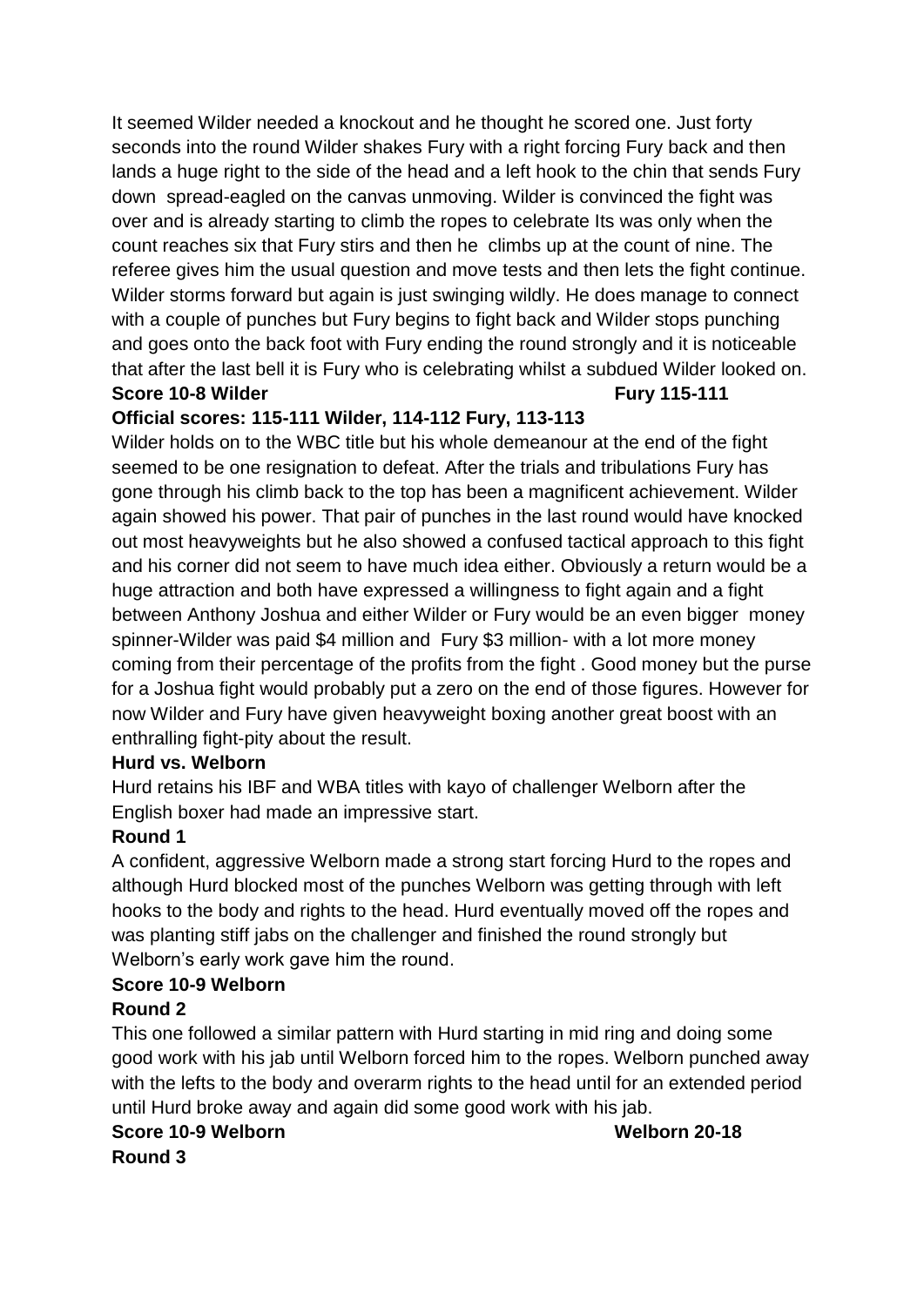It seemed Wilder needed a knockout and he thought he scored one. Just forty seconds into the round Wilder shakes Fury with a right forcing Fury back and then lands a huge right to the side of the head and a left hook to the chin that sends Fury down spread-eagled on the canvas unmoving. Wilder is convinced the fight was over and is already starting to climb the ropes to celebrate Its was only when the count reaches six that Fury stirs and then he climbs up at the count of nine. The referee gives him the usual question and move tests and then lets the fight continue. Wilder storms forward but again is just swinging wildly. He does manage to connect with a couple of punches but Fury begins to fight back and Wilder stops punching and goes onto the back foot with Fury ending the round strongly and it is noticeable that after the last bell it is Fury who is celebrating whilst a subdued Wilder looked on.

**Score 10-8 Wilder** **Fury 115-111**

**Official scores: 115-111 Wilder, 114-112 Fury, 113-113**

Wilder holds on to the WBC title but his whole demeanour at the end of the fight seemed to be one resignation to defeat. After the trials and tribulations Fury has gone through his climb back to the top has been a magnificent achievement. Wilder again showed his power. That pair of punches in the last round would have knocked out most heavyweights but he also showed a confused tactical approach to this fight and his corner did not seem to have much idea either. Obviously a return would be a huge attraction and both have expressed a willingness to fight again and a fight between Anthony Joshua and either Wilder or Fury would be an even bigger money spinner-Wilder was paid $4 million and Fury $3 million- with a lot more money coming from their percentage of the profits from the fight . Good money but the purse for a Joshua fight would probably put a zero on the end of those figures. However for now Wilder and Fury have given heavyweight boxing another great boost with an enthralling fight-pity about the result.

**Hurd vs. Welborn**

Hurd retains his IBF and WBA titles with kayo of challenger Welborn after the English boxer had made an impressive start.

**Round 1**

A confident, aggressive Welborn made a strong start forcing Hurd to the ropes and although Hurd blocked most of the punches Welborn was getting through with left hooks to the body and rights to the head. Hurd eventually moved off the ropes and was planting stiff jabs on the challenger and finished the round strongly but Welborn's early work gave him the round.

**Score 10-9 Welborn**

**Round 2**

This one followed a similar pattern with Hurd starting in mid ring and doing some good work with his jab until Welborn forced him to the ropes. Welborn punched away with the lefts to the body and overarm rights to the head until for an extended period until Hurd broke away and again did some good work with his jab.

**Score 10-9 Welborn** **Welborn 20-18**

**Round 3**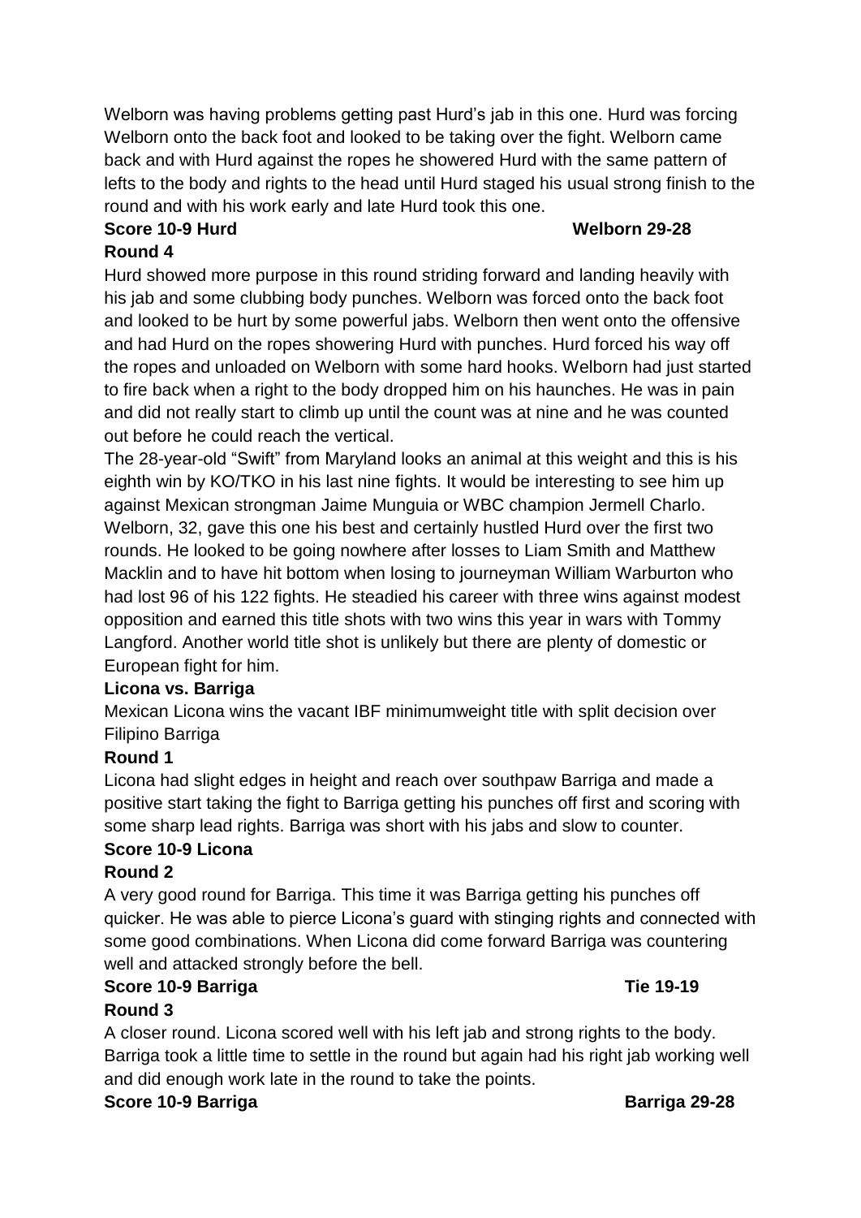Welborn was having problems getting past Hurd's jab in this one. Hurd was forcing Welborn onto the back foot and looked to be taking over the fight. Welborn came back and with Hurd against the ropes he showered Hurd with the same pattern of lefts to the body and rights to the head until Hurd staged his usual strong finish to the round and with his work early and late Hurd took this one.

**Score 10-9 Hurd** **Welborn 29-28**

**Round 4**

Hurd showed more purpose in this round striding forward and landing heavily with his jab and some clubbing body punches. Welborn was forced onto the back foot and looked to be hurt by some powerful jabs. Welborn then went onto the offensive and had Hurd on the ropes showering Hurd with punches. Hurd forced his way off the ropes and unloaded on Welborn with some hard hooks. Welborn had just started to fire back when a right to the body dropped him on his haunches. He was in pain and did not really start to climb up until the count was at nine and he was counted out before he could reach the vertical.

The 28-year-old "Swift" from Maryland looks an animal at this weight and this is his eighth win by KO/TKO in his last nine fights. It would be interesting to see him up against Mexican strongman Jaime Munguia or WBC champion Jermell Charlo. Welborn, 32, gave this one his best and certainly hustled Hurd over the first two rounds. He looked to be going nowhere after losses to Liam Smith and Matthew Macklin and to have hit bottom when losing to journeyman William Warburton who had lost 96 of his 122 fights. He steadied his career with three wins against modest opposition and earned this title shots with two wins this year in wars with Tommy Langford. Another world title shot is unlikely but there are plenty of domestic or European fight for him.

**Licona vs. Barriga**

Mexican Licona wins the vacant IBF minimumweight title with split decision over Filipino Barriga

**Round 1**

Licona had slight edges in height and reach over southpaw Barriga and made a positive start taking the fight to Barriga getting his punches off first and scoring with some sharp lead rights. Barriga was short with his jabs and slow to counter.

**Score 10-9 Licona**

**Round 2**

A very good round for Barriga. This time it was Barriga getting his punches off quicker. He was able to pierce Licona's guard with stinging rights and connected with some good combinations. When Licona did come forward Barriga was countering well and attacked strongly before the bell.

**Score 10-9 Barriga** **Tie 19-19**

**Round 3**

A closer round. Licona scored well with his left jab and strong rights to the body. Barriga took a little time to settle in the round but again had his right jab working well and did enough work late in the round to take the points.

**Score 10-9 Barriga** **Barriga 29-28**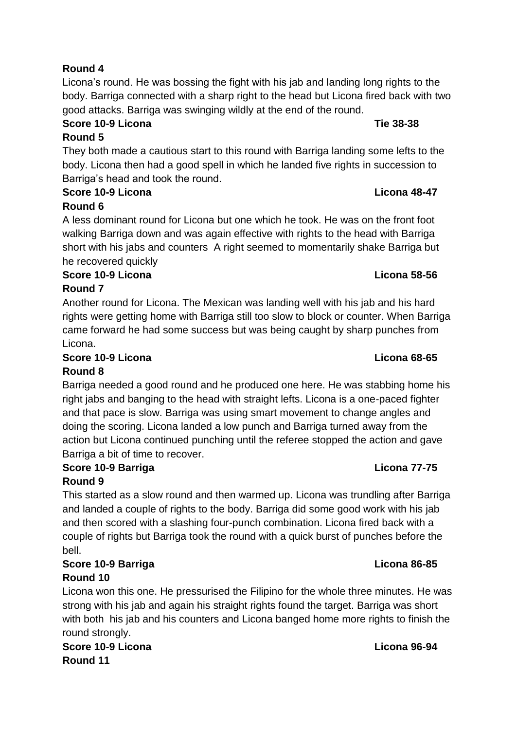**Round 4**

Licona's round. He was bossing the fight with his jab and landing long rights to the body. Barriga connected with a sharp right to the head but Licona fired back with two good attacks. Barriga was swinging wildly at the end of the round.

**Score 10-9 Licona** **Tie 38-38**

**Round 5**

They both made a cautious start to this round with Barriga landing some lefts to the body. Licona then had a good spell in which he landed five rights in succession to Barriga's head and took the round.

**Score 10-9 Licona** **Licona 48-47**

**Round 6**

A less dominant round for Licona but one which he took. He was on the front foot walking Barriga down and was again effective with rights to the head with Barriga short with his jabs and counters A right seemed to momentarily shake Barriga but he recovered quickly

**Score 10-9 Licona** **Licona 58-56**

**Round 7**

Another round for Licona. The Mexican was landing well with his jab and his hard rights were getting home with Barriga still too slow to block or counter. When Barriga came forward he had some success but was being caught by sharp punches from Licona.

**Score 10-9 Licona** **Licona 68-65**

**Round 8**

Barriga needed a good round and he produced one here. He was stabbing home his right jabs and banging to the head with straight lefts. Licona is a one-paced fighter and that pace is slow. Barriga was using smart movement to change angles and doing the scoring. Licona landed a low punch and Barriga turned away from the action but Licona continued punching until the referee stopped the action and gave Barriga a bit of time to recover.

**Score 10-9 Barriga** **Licona 77-75**

**Round 9**

This started as a slow round and then warmed up. Licona was trundling after Barriga and landed a couple of rights to the body. Barriga did some good work with his jab and then scored with a slashing four-punch combination. Licona fired back with a couple of rights but Barriga took the round with a quick burst of punches before the bell.

**Score 10-9 Barriga** **Licona 86-85**

**Round 10**

Licona won this one. He pressurised the Filipino for the whole three minutes. He was strong with his jab and again his straight rights found the target. Barriga was short with both his jab and his counters and Licona banged home more rights to finish the round strongly.

**Score 10-9 Licona** **Licona 96-94**

**Round 11**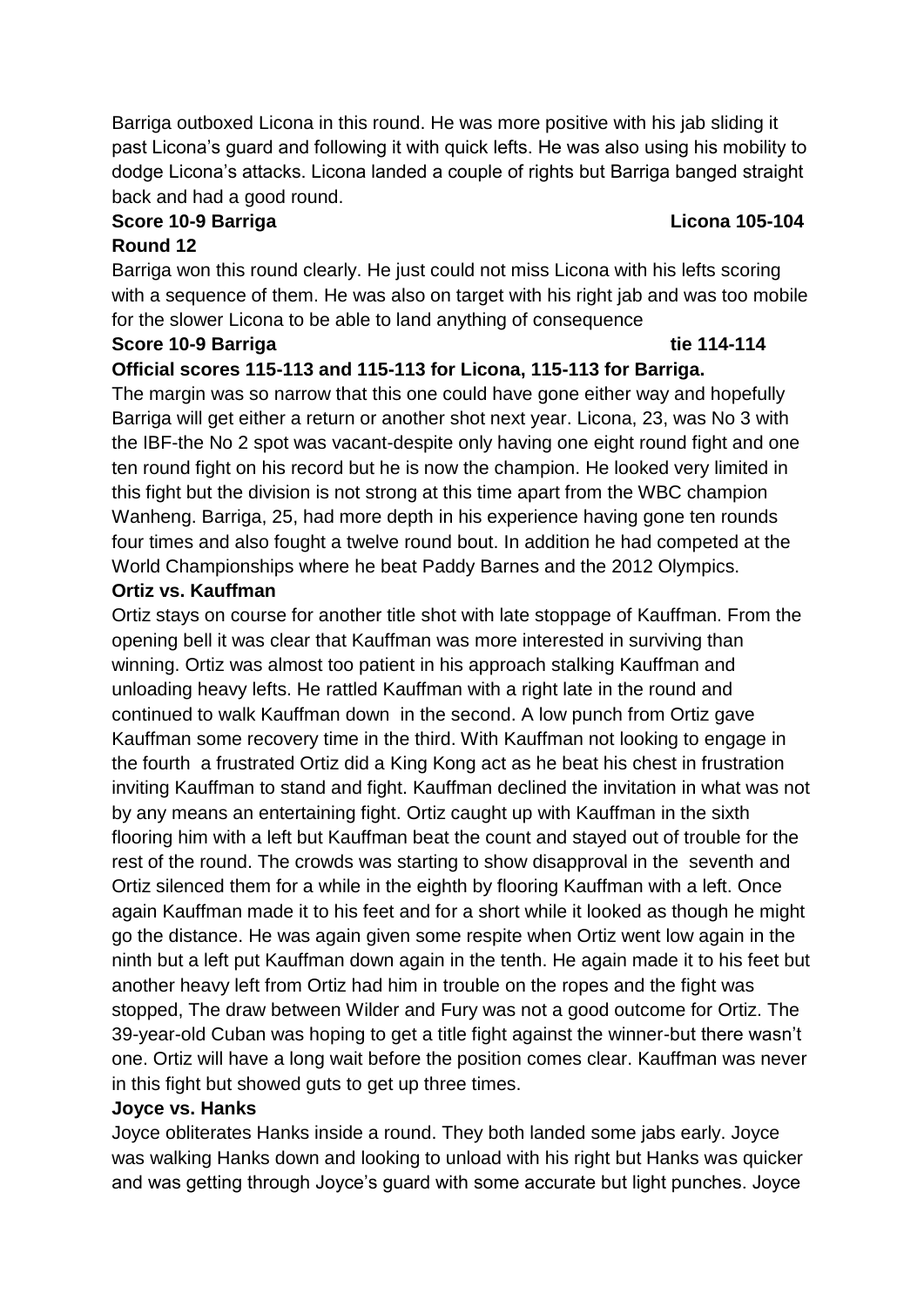Barriga outboxed Licona in this round. He was more positive with his jab sliding it past Licona's guard and following it with quick lefts. He was also using his mobility to dodge Licona's attacks. Licona landed a couple of rights but Barriga banged straight back and had a good round.

**Score 10-9 Barriga Licona 105-104**

**Round 12**

Barriga won this round clearly. He just could not miss Licona with his lefts scoring with a sequence of them. He was also on target with his right jab and was too mobile for the slower Licona to be able to land anything of consequence

**Score 10-9 Barriga tie 114-114**

**Official scores 115-113 and 115-113 for Licona, 115-113 for Barriga.**

The margin was so narrow that this one could have gone either way and hopefully Barriga will get either a return or another shot next year. Licona, 23, was No 3 with the IBF-the No 2 spot was vacant-despite only having one eight round fight and one ten round fight on his record but he is now the champion. He looked very limited in this fight but the division is not strong at this time apart from the WBC champion Wanheng. Barriga, 25, had more depth in his experience having gone ten rounds four times and also fought a twelve round bout. In addition he had competed at the World Championships where he beat Paddy Barnes and the 2012 Olympics.

**Ortiz vs. Kauffman**

Ortiz stays on course for another title shot with late stoppage of Kauffman. From the opening bell it was clear that Kauffman was more interested in surviving than winning. Ortiz was almost too patient in his approach stalking Kauffman and unloading heavy lefts. He rattled Kauffman with a right late in the round and continued to walk Kauffman down in the second. A low punch from Ortiz gave Kauffman some recovery time in the third. With Kauffman not looking to engage in the fourth a frustrated Ortiz did a King Kong act as he beat his chest in frustration inviting Kauffman to stand and fight. Kauffman declined the invitation in what was not by any means an entertaining fight. Ortiz caught up with Kauffman in the sixth flooring him with a left but Kauffman beat the count and stayed out of trouble for the rest of the round. The crowds was starting to show disapproval in the seventh and Ortiz silenced them for a while in the eighth by flooring Kauffman with a left. Once again Kauffman made it to his feet and for a short while it looked as though he might go the distance. He was again given some respite when Ortiz went low again in the ninth but a left put Kauffman down again in the tenth. He again made it to his feet but another heavy left from Ortiz had him in trouble on the ropes and the fight was stopped, The draw between Wilder and Fury was not a good outcome for Ortiz. The 39-year-old Cuban was hoping to get a title fight against the winner-but there wasn't one. Ortiz will have a long wait before the position comes clear. Kauffman was never in this fight but showed guts to get up three times.

**Joyce vs. Hanks**

Joyce obliterates Hanks inside a round. They both landed some jabs early. Joyce was walking Hanks down and looking to unload with his right but Hanks was quicker and was getting through Joyce's guard with some accurate but light punches. Joyce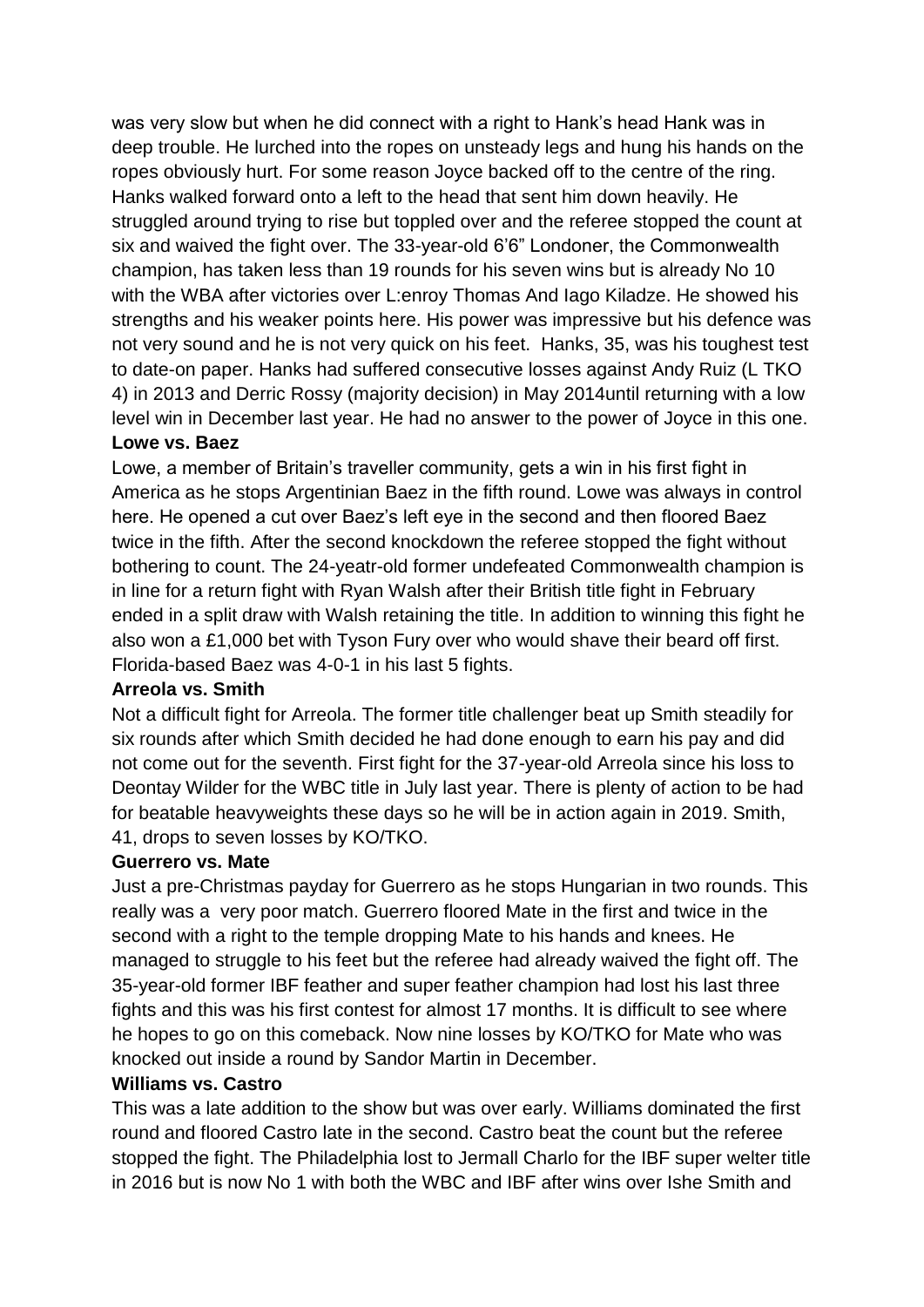was very slow but when he did connect with a right to Hank's head Hank was in deep trouble. He lurched into the ropes on unsteady legs and hung his hands on the ropes obviously hurt. For some reason Joyce backed off to the centre of the ring. Hanks walked forward onto a left to the head that sent him down heavily. He struggled around trying to rise but toppled over and the referee stopped the count at six and waived the fight over. The 33-year-old 6'6" Londoner, the Commonwealth champion, has taken less than 19 rounds for his seven wins but is already No 10 with the WBA after victories over L:enroy Thomas And Iago Kiladze. He showed his strengths and his weaker points here. His power was impressive but his defence was not very sound and he is not very quick on his feet. Hanks, 35, was his toughest test to date-on paper. Hanks had suffered consecutive losses against Andy Ruiz (L TKO 4) in 2013 and Derric Rossy (majority decision) in May 2014until returning with a low level win in December last year. He had no answer to the power of Joyce in this one.

**Lowe vs. Baez**

Lowe, a member of Britain's traveller community, gets a win in his first fight in America as he stops Argentinian Baez in the fifth round. Lowe was always in control here. He opened a cut over Baez's left eye in the second and then floored Baez twice in the fifth. After the second knockdown the referee stopped the fight without bothering to count. The 24-yeatr-old former undefeated Commonwealth champion is in line for a return fight with Ryan Walsh after their British title fight in February ended in a split draw with Walsh retaining the title. In addition to winning this fight he also won a £1,000 bet with Tyson Fury over who would shave their beard off first. Florida-based Baez was 4-0-1 in his last 5 fights.

**Arreola vs. Smith**

Not a difficult fight for Arreola. The former title challenger beat up Smith steadily for six rounds after which Smith decided he had done enough to earn his pay and did not come out for the seventh. First fight for the 37-year-old Arreola since his loss to Deontay Wilder for the WBC title in July last year. There is plenty of action to be had for beatable heavyweights these days so he will be in action again in 2019. Smith, 41, drops to seven losses by KO/TKO.

**Guerrero vs. Mate**

Just a pre-Christmas payday for Guerrero as he stops Hungarian in two rounds. This really was a very poor match. Guerrero floored Mate in the first and twice in the second with a right to the temple dropping Mate to his hands and knees. He managed to struggle to his feet but the referee had already waived the fight off. The 35-year-old former IBF feather and super feather champion had lost his last three fights and this was his first contest for almost 17 months. It is difficult to see where he hopes to go on this comeback. Now nine losses by KO/TKO for Mate who was knocked out inside a round by Sandor Martin in December.

**Williams vs. Castro**

This was a late addition to the show but was over early. Williams dominated the first round and floored Castro late in the second. Castro beat the count but the referee stopped the fight. The Philadelphia lost to Jermall Charlo for the IBF super welter title in 2016 but is now No 1 with both the WBC and IBF after wins over Ishe Smith and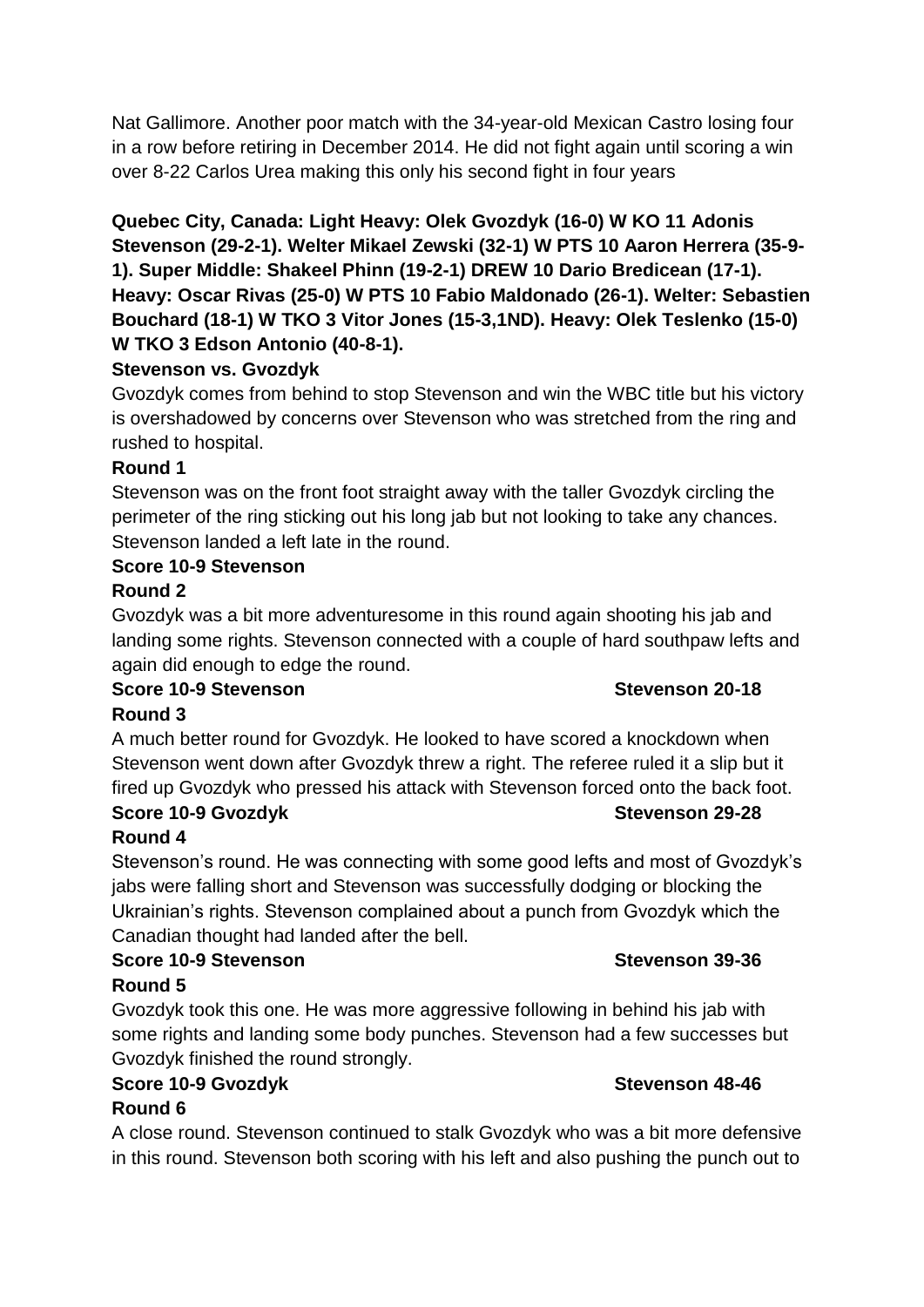Nat Gallimore. Another poor match with the 34-year-old Mexican Castro losing four in a row before retiring in December 2014. He did not fight again until scoring a win over 8-22 Carlos Urea making this only his second fight in four years

**Quebec City, Canada: Light Heavy: Olek Gvozdyk (16-0) W KO 11 Adonis Stevenson (29-2-1). Welter Mikael Zewski (32-1) W PTS 10 Aaron Herrera (35-9-1). Super Middle: Shakeel Phinn (19-2-1) DREW 10 Dario Bredicean (17-1). Heavy: Oscar Rivas (25-0) W PTS 10 Fabio Maldonado (26-1). Welter: Sebastien Bouchard (18-1) W TKO 3 Vitor Jones (15-3,1ND). Heavy: Olek Teslenko (15-0) W TKO 3 Edson Antonio (40-8-1).**

**Stevenson vs. Gvozdyk**

Gvozdyk comes from behind to stop Stevenson and win the WBC title but his victory is overshadowed by concerns over Stevenson who was stretched from the ring and rushed to hospital.

**Round 1**

Stevenson was on the front foot straight away with the taller Gvozdyk circling the perimeter of the ring sticking out his long jab but not looking to take any chances. Stevenson landed a left late in the round.

**Score 10-9 Stevenson**

**Round 2**

Gvozdyk was a bit more adventuresome in this round again shooting his jab and landing some rights. Stevenson connected with a couple of hard southpaw lefts and again did enough to edge the round.

**Score 10-9 Stevenson Stevenson 20-18**

**Round 3**

A much better round for Gvozdyk. He looked to have scored a knockdown when Stevenson went down after Gvozdyk threw a right. The referee ruled it a slip but it fired up Gvozdyk who pressed his attack with Stevenson forced onto the back foot.

**Score 10-9 Gvozdyk Stevenson 29-28**

**Round 4**

Stevenson's round. He was connecting with some good lefts and most of Gvozdyk's jabs were falling short and Stevenson was successfully dodging or blocking the Ukrainian's rights. Stevenson complained about a punch from Gvozdyk which the Canadian thought had landed after the bell.

**Score 10-9 Stevenson Stevenson 39-36**

**Round 5**

Gvozdyk took this one. He was more aggressive following in behind his jab with some rights and landing some body punches. Stevenson had a few successes but Gvozdyk finished the round strongly.

**Score 10-9 Gvozdyk Stevenson 48-46**

**Round 6**

A close round. Stevenson continued to stalk Gvozdyk who was a bit more defensive in this round. Stevenson both scoring with his left and also pushing the punch out to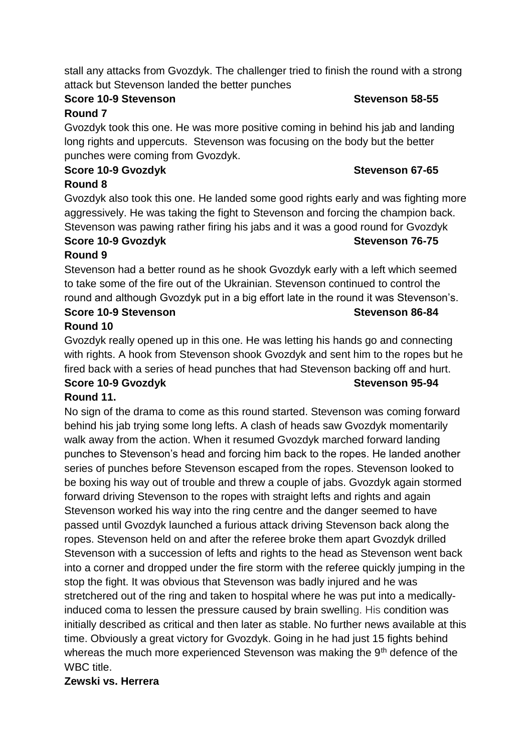stall any attacks from Gvozdyk. The challenger tried to finish the round with a strong attack but Stevenson landed the better punches

**Score 10-9 Stevenson Stevenson 58-55**

**Round 7**

Gvozdyk took this one. He was more positive coming in behind his jab and landing long rights and uppercuts. Stevenson was focusing on the body but the better punches were coming from Gvozdyk.

**Score 10-9 Gvozdyk Stevenson 67-65**

**Round 8**

Gvozdyk also took this one. He landed some good rights early and was fighting more aggressively. He was taking the fight to Stevenson and forcing the champion back. Stevenson was pawing rather firing his jabs and it was a good round for Gvozdyk

**Score 10-9 Gvozdyk Stevenson 76-75**

**Round 9**

Stevenson had a better round as he shook Gvozdyk early with a left which seemed to take some of the fire out of the Ukrainian. Stevenson continued to control the round and although Gvozdyk put in a big effort late in the round it was Stevenson's.

**Score 10-9 Stevenson Stevenson 86-84**

**Round 10**

Gvozdyk really opened up in this one. He was letting his hands go and connecting with rights. A hook from Stevenson shook Gvozdyk and sent him to the ropes but he fired back with a series of head punches that had Stevenson backing off and hurt.

**Score 10-9 Gvozdyk Stevenson 95-94**

**Round 11.**

No sign of the drama to come as this round started. Stevenson was coming forward behind his jab trying some long lefts. A clash of heads saw Gvozdyk momentarily walk away from the action. When it resumed Gvozdyk marched forward landing punches to Stevenson's head and forcing him back to the ropes. He landed another series of punches before Stevenson escaped from the ropes. Stevenson looked to be boxing his way out of trouble and threw a couple of jabs. Gvozdyk again stormed forward driving Stevenson to the ropes with straight lefts and rights and again Stevenson worked his way into the ring centre and the danger seemed to have passed until Gvozdyk launched a furious attack driving Stevenson back along the ropes. Stevenson held on and after the referee broke them apart Gvozdyk drilled Stevenson with a succession of lefts and rights to the head as Stevenson went back into a corner and dropped under the fire storm with the referee quickly jumping in the stop the fight. It was obvious that Stevenson was badly injured and he was stretchered out of the ring and taken to hospital where he was put into a medically-induced coma to lessen the pressure caused by brain swelling. His condition was initially described as critical and then later as stable. No further news available at this time. Obviously a great victory for Gvozdyk. Going in he had just 15 fights behind whereas the much more experienced Stevenson was making the 9th defence of the WBC title.

**Zewski vs. Herrera**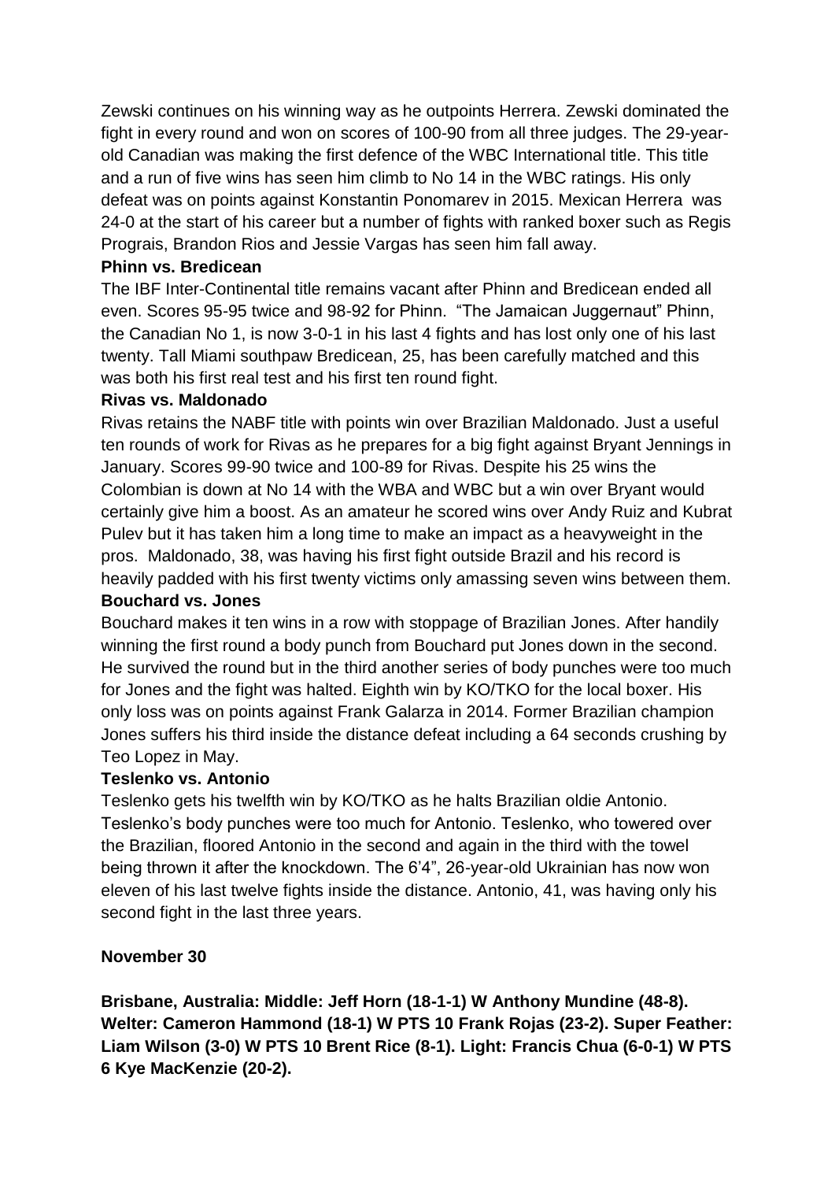Zewski continues on his winning way as he outpoints Herrera. Zewski dominated the fight in every round and won on scores of 100-90 from all three judges. The 29-year-old Canadian was making the first defence of the WBC International title. This title and a run of five wins has seen him climb to No 14 in the WBC ratings. His only defeat was on points against Konstantin Ponomarev in 2015. Mexican Herrera was 24-0 at the start of his career but a number of fights with ranked boxer such as Regis Prograis, Brandon Rios and Jessie Vargas has seen him fall away.

**Phinn vs. Bredicean**

The IBF Inter-Continental title remains vacant after Phinn and Bredicean ended all even. Scores 95-95 twice and 98-92 for Phinn. "The Jamaican Juggernaut" Phinn, the Canadian No 1, is now 3-0-1 in his last 4 fights and has lost only one of his last twenty. Tall Miami southpaw Bredicean, 25, has been carefully matched and this was both his first real test and his first ten round fight.

**Rivas vs. Maldonado**

Rivas retains the NABF title with points win over Brazilian Maldonado. Just a useful ten rounds of work for Rivas as he prepares for a big fight against Bryant Jennings in January. Scores 99-90 twice and 100-89 for Rivas. Despite his 25 wins the Colombian is down at No 14 with the WBA and WBC but a win over Bryant would certainly give him a boost. As an amateur he scored wins over Andy Ruiz and Kubrat Pulev but it has taken him a long time to make an impact as a heavyweight in the pros. Maldonado, 38, was having his first fight outside Brazil and his record is heavily padded with his first twenty victims only amassing seven wins between them.

**Bouchard vs. Jones**

Bouchard makes it ten wins in a row with stoppage of Brazilian Jones. After handily winning the first round a body punch from Bouchard put Jones down in the second. He survived the round but in the third another series of body punches were too much for Jones and the fight was halted. Eighth win by KO/TKO for the local boxer. His only loss was on points against Frank Galarza in 2014. Former Brazilian champion Jones suffers his third inside the distance defeat including a 64 seconds crushing by Teo Lopez in May.

**Teslenko vs. Antonio**

Teslenko gets his twelfth win by KO/TKO as he halts Brazilian oldie Antonio. Teslenko's body punches were too much for Antonio. Teslenko, who towered over the Brazilian, floored Antonio in the second and again in the third with the towel being thrown it after the knockdown. The 6'4", 26-year-old Ukrainian has now won eleven of his last twelve fights inside the distance. Antonio, 41, was having only his second fight in the last three years.

**November 30**

**Brisbane, Australia: Middle: Jeff Horn (18-1-1) W Anthony Mundine (48-8). Welter: Cameron Hammond (18-1) W PTS 10 Frank Rojas (23-2). Super Feather: Liam Wilson (3-0) W PTS 10 Brent Rice (8-1). Light: Francis Chua (6-0-1) W PTS 6 Kye MacKenzie (20-2).**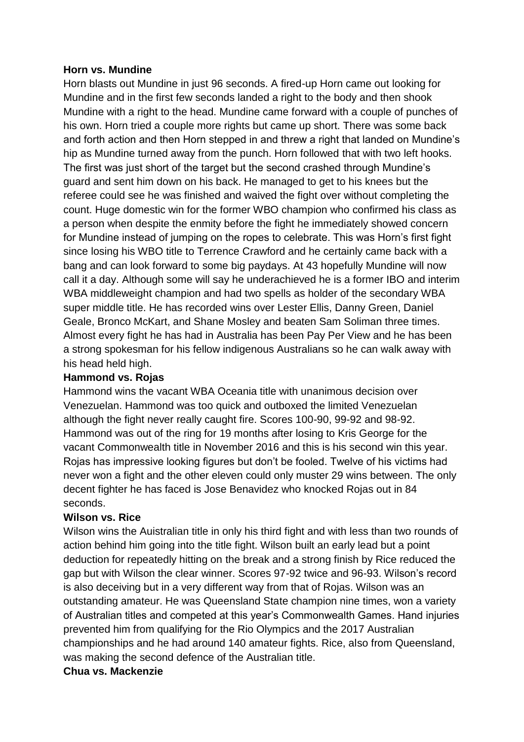**Horn vs. Mundine**

Horn blasts out Mundine in just 96 seconds. A fired-up Horn came out looking for Mundine and in the first few seconds landed a right to the body and then shook Mundine with a right to the head. Mundine came forward with a couple of punches of his own. Horn tried a couple more rights but came up short. There was some back and forth action and then Horn stepped in and threw a right that landed on Mundine's hip as Mundine turned away from the punch. Horn followed that with two left hooks. The first was just short of the target but the second crashed through Mundine's guard and sent him down on his back. He managed to get to his knees but the referee could see he was finished and waived the fight over without completing the count. Huge domestic win for the former WBO champion who confirmed his class as a person when despite the enmity before the fight he immediately showed concern for Mundine instead of jumping on the ropes to celebrate. This was Horn's first fight since losing his WBO title to Terrence Crawford and he certainly came back with a bang and can look forward to some big paydays. At 43 hopefully Mundine will now call it a day. Although some will say he underachieved he is a former IBO and interim WBA middleweight champion and had two spells as holder of the secondary WBA super middle title. He has recorded wins over Lester Ellis, Danny Green, Daniel Geale, Bronco McKart, and Shane Mosley and beaten Sam Soliman three times. Almost every fight he has had in Australia has been Pay Per View and he has been a strong spokesman for his fellow indigenous Australians so he can walk away with his head held high.

**Hammond vs. Rojas**

Hammond wins the vacant WBA Oceania title with unanimous decision over Venezuelan. Hammond was too quick and outboxed the limited Venezuelan although the fight never really caught fire. Scores 100-90, 99-92 and 98-92. Hammond was out of the ring for 19 months after losing to Kris George for the vacant Commonwealth title in November 2016 and this is his second win this year. Rojas has impressive looking figures but don't be fooled. Twelve of his victims had never won a fight and the other eleven could only muster 29 wins between. The only decent fighter he has faced is Jose Benavidez who knocked Rojas out in 84 seconds.

**Wilson vs. Rice**

Wilson wins the Auistralian title in only his third fight and with less than two rounds of action behind him going into the title fight. Wilson built an early lead but a point deduction for repeatedly hitting on the break and a strong finish by Rice reduced the gap but with Wilson the clear winner. Scores 97-92 twice and 96-93. Wilson's record is also deceiving but in a very different way from that of Rojas. Wilson was an outstanding amateur. He was Queensland State champion nine times, won a variety of Australian titles and competed at this year's Commonwealth Games. Hand injuries prevented him from qualifying for the Rio Olympics and the 2017 Australian championships and he had around 140 amateur fights. Rice, also from Queensland, was making the second defence of the Australian title.

**Chua vs. Mackenzie**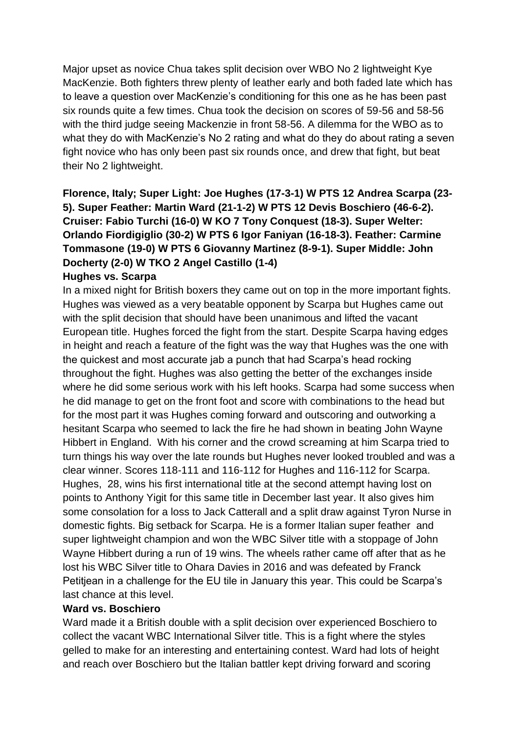Major upset as novice Chua takes split decision over WBO No 2 lightweight Kye MacKenzie. Both fighters threw plenty of leather early and both faded late which has to leave a question over MacKenzie's conditioning for this one as he has been past six rounds quite a few times. Chua took the decision on scores of 59-56 and 58-56 with the third judge seeing Mackenzie in front 58-56. A dilemma for the WBO as to what they do with MacKenzie's No 2 rating and what do they do about rating a seven fight novice who has only been past six rounds once, and drew that fight, but beat their No 2 lightweight.

**Florence, Italy; Super Light: Joe Hughes (17-3-1) W PTS 12 Andrea Scarpa (23-5). Super Feather: Martin Ward (21-1-2) W PTS 12 Devis Boschiero (46-6-2). Cruiser: Fabio Turchi (16-0) W KO 7 Tony Conquest (18-3). Super Welter: Orlando Fiordigiglio (30-2) W PTS 6 Igor Faniyan (16-18-3). Feather: Carmine Tommasone (19-0) W PTS 6 Giovanny Martinez (8-9-1). Super Middle: John Docherty (2-0) W TKO 2 Angel Castillo (1-4)**

**Hughes vs. Scarpa**

In a mixed night for British boxers they came out on top in the more important fights. Hughes was viewed as a very beatable opponent by Scarpa but Hughes came out with the split decision that should have been unanimous and lifted the vacant European title. Hughes forced the fight from the start. Despite Scarpa having edges in height and reach a feature of the fight was the way that Hughes was the one with the quickest and most accurate jab a punch that had Scarpa's head rocking throughout the fight. Hughes was also getting the better of the exchanges inside where he did some serious work with his left hooks. Scarpa had some success when he did manage to get on the front foot and score with combinations to the head but for the most part it was Hughes coming forward and outscoring and outworking a hesitant Scarpa who seemed to lack the fire he had shown in beating John Wayne Hibbert in England. With his corner and the crowd screaming at him Scarpa tried to turn things his way over the late rounds but Hughes never looked troubled and was a clear winner. Scores 118-111 and 116-112 for Hughes and 116-112 for Scarpa. Hughes, 28, wins his first international title at the second attempt having lost on points to Anthony Yigit for this same title in December last year. It also gives him some consolation for a loss to Jack Catterall and a split draw against Tyron Nurse in domestic fights. Big setback for Scarpa. He is a former Italian super feather and super lightweight champion and won the WBC Silver title with a stoppage of John Wayne Hibbert during a run of 19 wins. The wheels rather came off after that as he lost his WBC Silver title to Ohara Davies in 2016 and was defeated by Franck Petitjean in a challenge for the EU tile in January this year. This could be Scarpa's last chance at this level.

**Ward vs. Boschiero**

Ward made it a British double with a split decision over experienced Boschiero to collect the vacant WBC International Silver title. This is a fight where the styles gelled to make for an interesting and entertaining contest. Ward had lots of height and reach over Boschiero but the Italian battler kept driving forward and scoring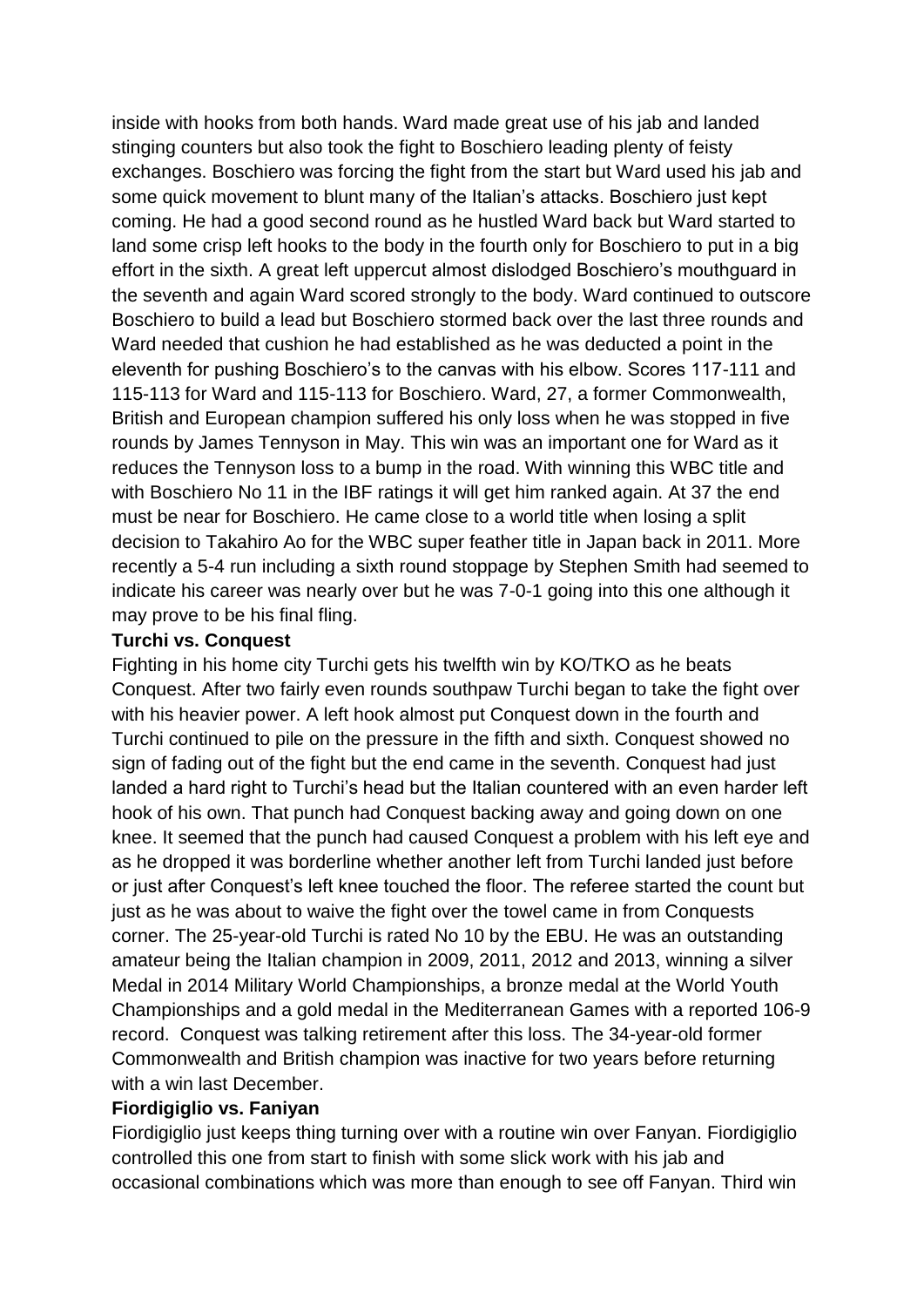inside with hooks from both hands. Ward made great use of his jab and landed stinging counters but also took the fight to Boschiero leading plenty of feisty exchanges. Boschiero was forcing the fight from the start but Ward used his jab and some quick movement to blunt many of the Italian's attacks. Boschiero just kept coming. He had a good second round as he hustled Ward back but Ward started to land some crisp left hooks to the body in the fourth only for Boschiero to put in a big effort in the sixth. A great left uppercut almost dislodged Boschiero's mouthguard in the seventh and again Ward scored strongly to the body. Ward continued to outscore Boschiero to build a lead but Boschiero stormed back over the last three rounds and Ward needed that cushion he had established as he was deducted a point in the eleventh for pushing Boschiero's to the canvas with his elbow. Scores 117-111 and 115-113 for Ward and 115-113 for Boschiero. Ward, 27, a former Commonwealth, British and European champion suffered his only loss when he was stopped in five rounds by James Tennyson in May. This win was an important one for Ward as it reduces the Tennyson loss to a bump in the road. With winning this WBC title and with Boschiero No 11 in the IBF ratings it will get him ranked again. At 37 the end must be near for Boschiero. He came close to a world title when losing a split decision to Takahiro Ao for the WBC super feather title in Japan back in 2011. More recently a 5-4 run including a sixth round stoppage by Stephen Smith had seemed to indicate his career was nearly over but he was 7-0-1 going into this one although it may prove to be his final fling.

**Turchi vs. Conquest**

Fighting in his home city Turchi gets his twelfth win by KO/TKO as he beats Conquest. After two fairly even rounds southpaw Turchi began to take the fight over with his heavier power. A left hook almost put Conquest down in the fourth and Turchi continued to pile on the pressure in the fifth and sixth. Conquest showed no sign of fading out of the fight but the end came in the seventh. Conquest had just landed a hard right to Turchi's head but the Italian countered with an even harder left hook of his own. That punch had Conquest backing away and going down on one knee. It seemed that the punch had caused Conquest a problem with his left eye and as he dropped it was borderline whether another left from Turchi landed just before or just after Conquest's left knee touched the floor. The referee started the count but just as he was about to waive the fight over the towel came in from Conquests corner. The 25-year-old Turchi is rated No 10 by the EBU. He was an outstanding amateur being the Italian champion in 2009, 2011, 2012 and 2013, winning a silver Medal in 2014 Military World Championships, a bronze medal at the World Youth Championships and a gold medal in the Mediterranean Games with a reported 106-9 record. Conquest was talking retirement after this loss. The 34-year-old former Commonwealth and British champion was inactive for two years before returning with a win last December.

**Fiordigiglio vs. Faniyan**

Fiordigiglio just keeps thing turning over with a routine win over Fanyan. Fiordigiglio controlled this one from start to finish with some slick work with his jab and occasional combinations which was more than enough to see off Fanyan. Third win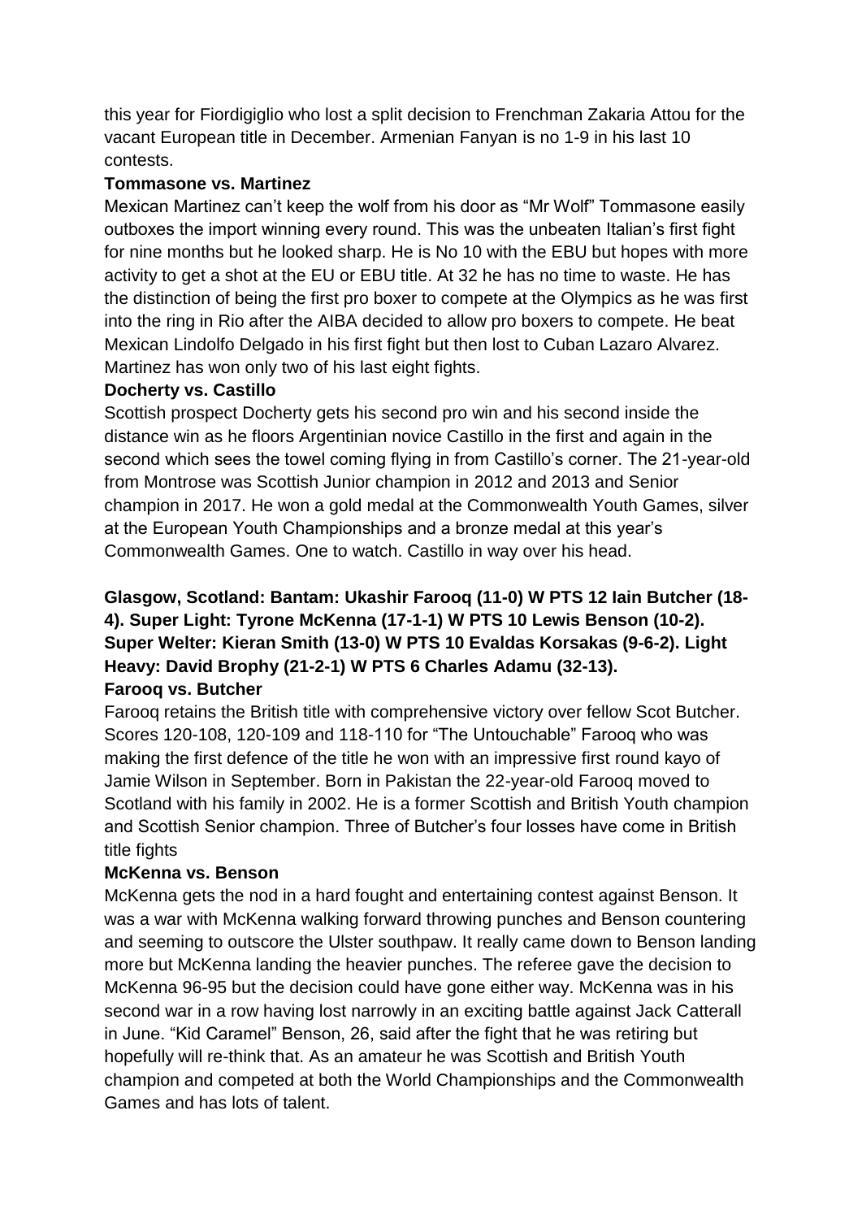this year for Fiordigiglio who lost a split decision to Frenchman Zakaria Attou for the vacant European title in December. Armenian Fanyan is no 1-9 in his last 10 contests.

**Tommasone vs. Martinez**

Mexican Martinez can't keep the wolf from his door as "Mr Wolf" Tommasone easily outboxes the import winning every round. This was the unbeaten Italian's first fight for nine months but he looked sharp. He is No 10 with the EBU but hopes with more activity to get a shot at the EU or EBU title. At 32 he has no time to waste. He has the distinction of being the first pro boxer to compete at the Olympics as he was first into the ring in Rio after the AIBA decided to allow pro boxers to compete. He beat Mexican Lindolfo Delgado in his first fight but then lost to Cuban Lazaro Alvarez. Martinez has won only two of his last eight fights.

**Docherty vs. Castillo**

Scottish prospect Docherty gets his second pro win and his second inside the distance win as he floors Argentinian novice Castillo in the first and again in the second which sees the towel coming flying in from Castillo's corner. The 21-year-old from Montrose was Scottish Junior champion in 2012 and 2013 and Senior champion in 2017. He won a gold medal at the Commonwealth Youth Games, silver at the European Youth Championships and a bronze medal at this year's Commonwealth Games. One to watch. Castillo in way over his head.

**Glasgow, Scotland: Bantam: Ukashir Farooq (11-0) W PTS 12 Iain Butcher (18-4). Super Light: Tyrone McKenna (17-1-1) W PTS 10 Lewis Benson (10-2). Super Welter: Kieran Smith (13-0) W PTS 10 Evaldas Korsakas (9-6-2). Light Heavy: David Brophy (21-2-1) W PTS 6 Charles Adamu (32-13).**

**Farooq vs. Butcher**

Farooq retains the British title with comprehensive victory over fellow Scot Butcher. Scores 120-108, 120-109 and 118-110 for "The Untouchable" Farooq who was making the first defence of the title he won with an impressive first round kayo of Jamie Wilson in September. Born in Pakistan the 22-year-old Farooq moved to Scotland with his family in 2002. He is a former Scottish and British Youth champion and Scottish Senior champion. Three of Butcher's four losses have come in British title fights

**McKenna vs. Benson**

McKenna gets the nod in a hard fought and entertaining contest against Benson. It was a war with McKenna walking forward throwing punches and Benson countering and seeming to outscore the Ulster southpaw. It really came down to Benson landing more but McKenna landing the heavier punches. The referee gave the decision to McKenna 96-95 but the decision could have gone either way. McKenna was in his second war in a row having lost narrowly in an exciting battle against Jack Catterall in June. "Kid Caramel" Benson, 26, said after the fight that he was retiring but hopefully will re-think that. As an amateur he was Scottish and British Youth champion and competed at both the World Championships and the Commonwealth Games and has lots of talent.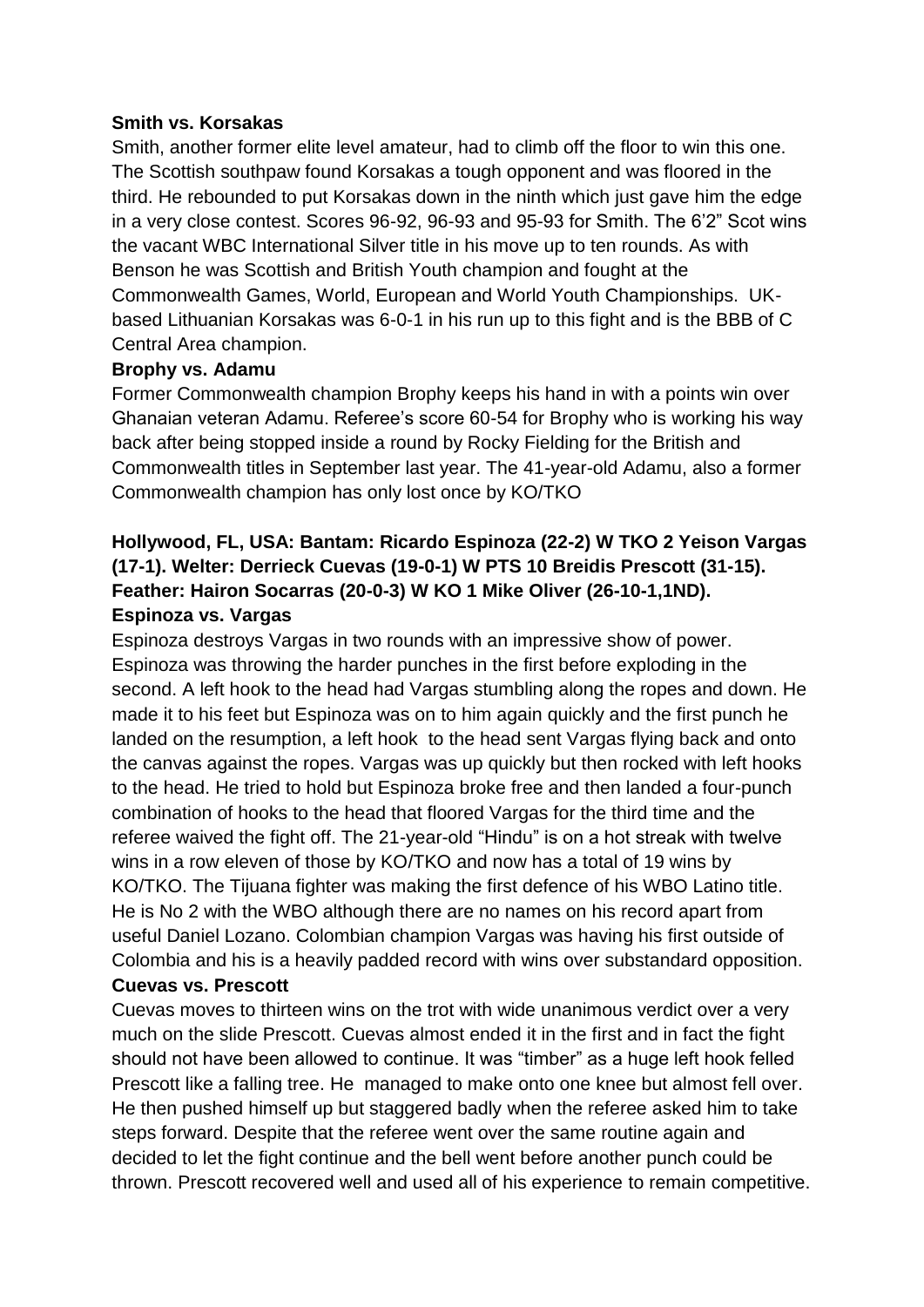**Smith vs. Korsakas**

Smith, another former elite level amateur, had to climb off the floor to win this one. The Scottish southpaw found Korsakas a tough opponent and was floored in the third. He rebounded to put Korsakas down in the ninth which just gave him the edge in a very close contest. Scores 96-92, 96-93 and 95-93 for Smith. The 6'2" Scot wins the vacant WBC International Silver title in his move up to ten rounds. As with Benson he was Scottish and British Youth champion and fought at the Commonwealth Games, World, European and World Youth Championships. UK-based Lithuanian Korsakas was 6-0-1 in his run up to this fight and is the BBB of C Central Area champion.

**Brophy vs. Adamu**

Former Commonwealth champion Brophy keeps his hand in with a points win over Ghanaian veteran Adamu. Referee's score 60-54 for Brophy who is working his way back after being stopped inside a round by Rocky Fielding for the British and Commonwealth titles in September last year. The 41-year-old Adamu, also a former Commonwealth champion has only lost once by KO/TKO

**Hollywood, FL, USA: Bantam: Ricardo Espinoza (22-2) W TKO 2 Yeison Vargas (17-1). Welter: Derrieck Cuevas (19-0-1) W PTS 10 Breidis Prescott (31-15). Feather: Hairon Socarras (20-0-3) W KO 1 Mike Oliver (26-10-1,1ND).**

**Espinoza vs. Vargas**

Espinoza destroys Vargas in two rounds with an impressive show of power. Espinoza was throwing the harder punches in the first before exploding in the second. A left hook to the head had Vargas stumbling along the ropes and down. He made it to his feet but Espinoza was on to him again quickly and the first punch he landed on the resumption, a left hook to the head sent Vargas flying back and onto the canvas against the ropes. Vargas was up quickly but then rocked with left hooks to the head. He tried to hold but Espinoza broke free and then landed a four-punch combination of hooks to the head that floored Vargas for the third time and the referee waived the fight off. The 21-year-old "Hindu" is on a hot streak with twelve wins in a row eleven of those by KO/TKO and now has a total of 19 wins by KO/TKO. The Tijuana fighter was making the first defence of his WBO Latino title. He is No 2 with the WBO although there are no names on his record apart from useful Daniel Lozano. Colombian champion Vargas was having his first outside of Colombia and his is a heavily padded record with wins over substandard opposition.

**Cuevas vs. Prescott**

Cuevas moves to thirteen wins on the trot with wide unanimous verdict over a very much on the slide Prescott. Cuevas almost ended it in the first and in fact the fight should not have been allowed to continue. It was "timber" as a huge left hook felled Prescott like a falling tree. He managed to make onto one knee but almost fell over. He then pushed himself up but staggered badly when the referee asked him to take steps forward. Despite that the referee went over the same routine again and decided to let the fight continue and the bell went before another punch could be thrown. Prescott recovered well and used all of his experience to remain competitive.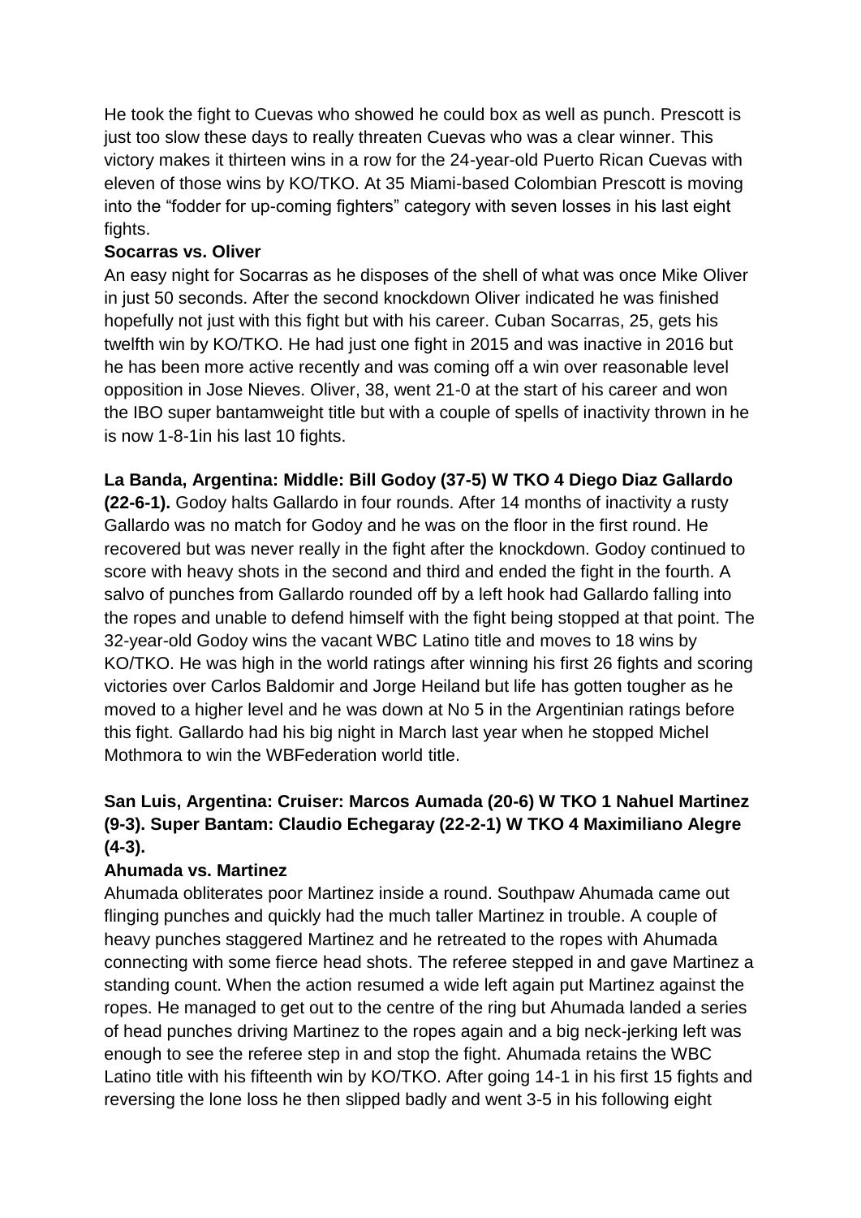He took the fight to Cuevas who showed he could box as well as punch. Prescott is just too slow these days to really threaten Cuevas who was a clear winner. This victory makes it thirteen wins in a row for the 24-year-old Puerto Rican Cuevas with eleven of those wins by KO/TKO. At 35 Miami-based Colombian Prescott is moving into the “fodder for up-coming fighters” category with seven losses in his last eight fights.

**Socarras vs. Oliver**

An easy night for Socarras as he disposes of the shell of what was once Mike Oliver in just 50 seconds. After the second knockdown Oliver indicated he was finished hopefully not just with this fight but with his career. Cuban Socarras, 25, gets his twelfth win by KO/TKO. He had just one fight in 2015 and was inactive in 2016 but he has been more active recently and was coming off a win over reasonable level opposition in Jose Nieves. Oliver, 38, went 21-0 at the start of his career and won the IBO super bantamweight title but with a couple of spells of inactivity thrown in he is now 1-8-1in his last 10 fights.

**La Banda, Argentina: Middle: Bill Godoy (37-5) W TKO 4 Diego Diaz Gallardo (22-6-1).** Godoy halts Gallardo in four rounds. After 14 months of inactivity a rusty Gallardo was no match for Godoy and he was on the floor in the first round. He recovered but was never really in the fight after the knockdown. Godoy continued to score with heavy shots in the second and third and ended the fight in the fourth. A salvo of punches from Gallardo rounded off by a left hook had Gallardo falling into the ropes and unable to defend himself with the fight being stopped at that point. The 32-year-old Godoy wins the vacant WBC Latino title and moves to 18 wins by KO/TKO. He was high in the world ratings after winning his first 26 fights and scoring victories over Carlos Baldomir and Jorge Heiland but life has gotten tougher as he moved to a higher level and he was down at No 5 in the Argentinian ratings before this fight. Gallardo had his big night in March last year when he stopped Michel Mothmora to win the WBFederation world title.

**San Luis, Argentina: Cruiser: Marcos Aumada (20-6) W TKO 1 Nahuel Martinez (9-3). Super Bantam: Claudio Echegaray (22-2-1) W TKO 4 Maximiliano Alegre (4-3).**

**Ahumada vs. Martinez**

Ahumada obliterates poor Martinez inside a round. Southpaw Ahumada came out flinging punches and quickly had the much taller Martinez in trouble. A couple of heavy punches staggered Martinez and he retreated to the ropes with Ahumada connecting with some fierce head shots. The referee stepped in and gave Martinez a standing count. When the action resumed a wide left again put Martinez against the ropes. He managed to get out to the centre of the ring but Ahumada landed a series of head punches driving Martinez to the ropes again and a big neck-jerking left was enough to see the referee step in and stop the fight. Ahumada retains the WBC Latino title with his fifteenth win by KO/TKO. After going 14-1 in his first 15 fights and reversing the lone loss he then slipped badly and went 3-5 in his following eight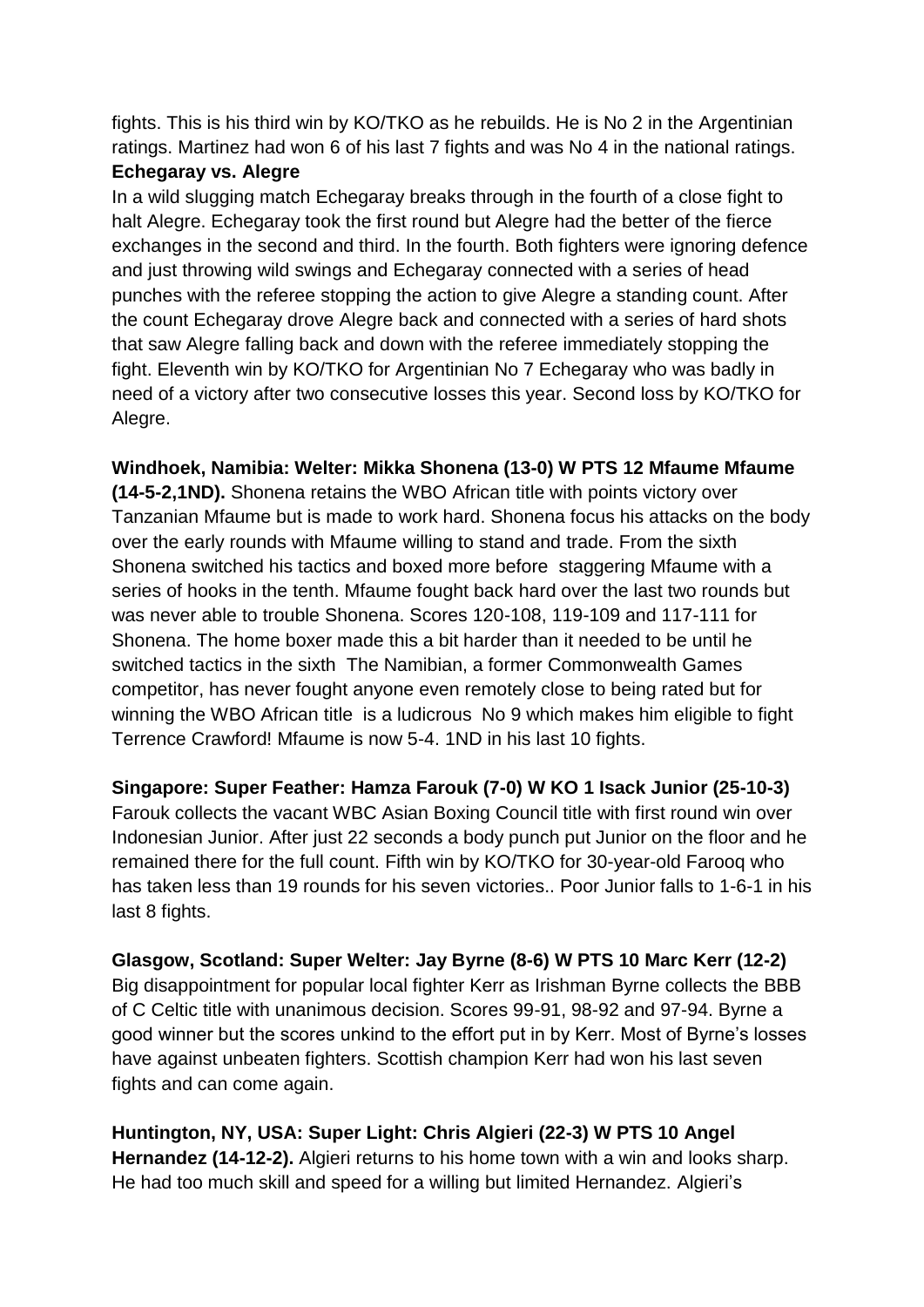fights. This is his third win by KO/TKO as he rebuilds. He is No 2 in the Argentinian ratings. Martinez had won 6 of his last 7 fights and was No 4 in the national ratings.

**Echegaray vs. Alegre**

In a wild slugging match Echegaray breaks through in the fourth of a close fight to halt Alegre. Echegaray took the first round but Alegre had the better of the fierce exchanges in the second and third. In the fourth. Both fighters were ignoring defence and just throwing wild swings and Echegaray connected with a series of head punches with the referee stopping the action to give Alegre a standing count. After the count Echegaray drove Alegre back and connected with a series of hard shots that saw Alegre falling back and down with the referee immediately stopping the fight. Eleventh win by KO/TKO for Argentinian No 7 Echegaray who was badly in need of a victory after two consecutive losses this year. Second loss by KO/TKO for Alegre.

**Windhoek, Namibia: Welter: Mikka Shonena (13-0) W PTS 12 Mfaume Mfaume (14-5-2,1ND).** Shonena retains the WBO African title with points victory over Tanzanian Mfaume but is made to work hard. Shonena focus his attacks on the body over the early rounds with Mfaume willing to stand and trade. From the sixth Shonena switched his tactics and boxed more before staggering Mfaume with a series of hooks in the tenth. Mfaume fought back hard over the last two rounds but was never able to trouble Shonena. Scores 120-108, 119-109 and 117-111 for Shonena. The home boxer made this a bit harder than it needed to be until he switched tactics in the sixth The Namibian, a former Commonwealth Games competitor, has never fought anyone even remotely close to being rated but for winning the WBO African title is a ludicrous No 9 which makes him eligible to fight Terrence Crawford! Mfaume is now 5-4. 1ND in his last 10 fights.

**Singapore: Super Feather: Hamza Farouk (7-0) W KO 1 Isack Junior (25-10-3)** Farouk collects the vacant WBC Asian Boxing Council title with first round win over Indonesian Junior. After just 22 seconds a body punch put Junior on the floor and he remained there for the full count. Fifth win by KO/TKO for 30-year-old Farooq who has taken less than 19 rounds for his seven victories.. Poor Junior falls to 1-6-1 in his last 8 fights.

**Glasgow, Scotland: Super Welter: Jay Byrne (8-6) W PTS 10 Marc Kerr (12-2)** Big disappointment for popular local fighter Kerr as Irishman Byrne collects the BBB of C Celtic title with unanimous decision. Scores 99-91, 98-92 and 97-94. Byrne a good winner but the scores unkind to the effort put in by Kerr. Most of Byrne's losses have against unbeaten fighters. Scottish champion Kerr had won his last seven fights and can come again.

**Huntington, NY, USA: Super Light: Chris Algieri (22-3) W PTS 10 Angel Hernandez (14-12-2).** Algieri returns to his home town with a win and looks sharp. He had too much skill and speed for a willing but limited Hernandez. Algieri's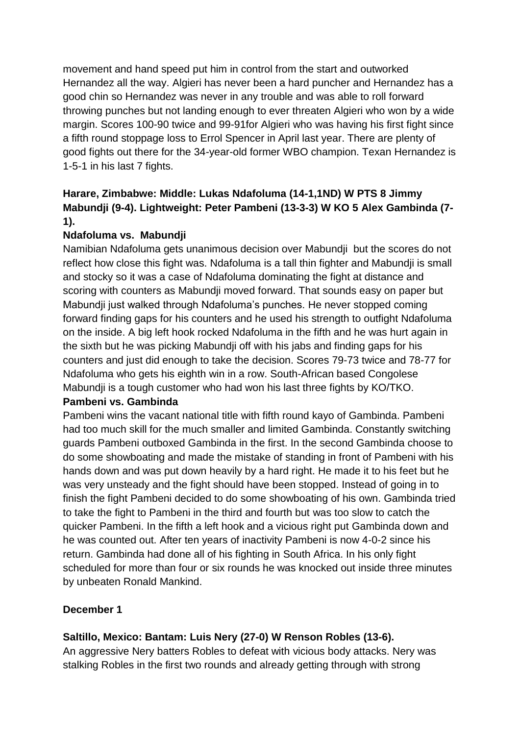movement and hand speed put him in control from the start and outworked Hernandez all the way. Algieri has never been a hard puncher and Hernandez has a good chin so Hernandez was never in any trouble and was able to roll forward throwing punches but not landing enough to ever threaten Algieri who won by a wide margin. Scores 100-90 twice and 99-91for Algieri who was having his first fight since a fifth round stoppage loss to Errol Spencer in April last year. There are plenty of good fights out there for the 34-year-old former WBO champion. Texan Hernandez is 1-5-1 in his last 7 fights.

**Harare, Zimbabwe: Middle: Lukas Ndafoluma (14-1,1ND) W PTS 8 Jimmy Mabundji (9-4). Lightweight: Peter Pambeni (13-3-3) W KO 5 Alex Gambinda (7-1).**

**Ndafoluma vs. Mabundji**

Namibian Ndafoluma gets unanimous decision over Mabundji but the scores do not reflect how close this fight was. Ndafoluma is a tall thin fighter and Mabundji is small and stocky so it was a case of Ndafoluma dominating the fight at distance and scoring with counters as Mabundji moved forward. That sounds easy on paper but Mabundji just walked through Ndafoluma's punches. He never stopped coming forward finding gaps for his counters and he used his strength to outfight Ndafoluma on the inside. A big left hook rocked Ndafoluma in the fifth and he was hurt again in the sixth but he was picking Mabundji off with his jabs and finding gaps for his counters and just did enough to take the decision. Scores 79-73 twice and 78-77 for Ndafoluma who gets his eighth win in a row. South-African based Congolese Mabundji is a tough customer who had won his last three fights by KO/TKO.

**Pambeni vs. Gambinda**

Pambeni wins the vacant national title with fifth round kayo of Gambinda. Pambeni had too much skill for the much smaller and limited Gambinda. Constantly switching guards Pambeni outboxed Gambinda in the first. In the second Gambinda choose to do some showboating and made the mistake of standing in front of Pambeni with his hands down and was put down heavily by a hard right. He made it to his feet but he was very unsteady and the fight should have been stopped. Instead of going in to finish the fight Pambeni decided to do some showboating of his own. Gambinda tried to take the fight to Pambeni in the third and fourth but was too slow to catch the quicker Pambeni. In the fifth a left hook and a vicious right put Gambinda down and he was counted out. After ten years of inactivity Pambeni is now 4-0-2 since his return. Gambinda had done all of his fighting in South Africa. In his only fight scheduled for more than four or six rounds he was knocked out inside three minutes by unbeaten Ronald Mankind.

**December 1**

**Saltillo, Mexico: Bantam: Luis Nery (27-0) W Renson Robles (13-6).**

An aggressive Nery batters Robles to defeat with vicious body attacks. Nery was stalking Robles in the first two rounds and already getting through with strong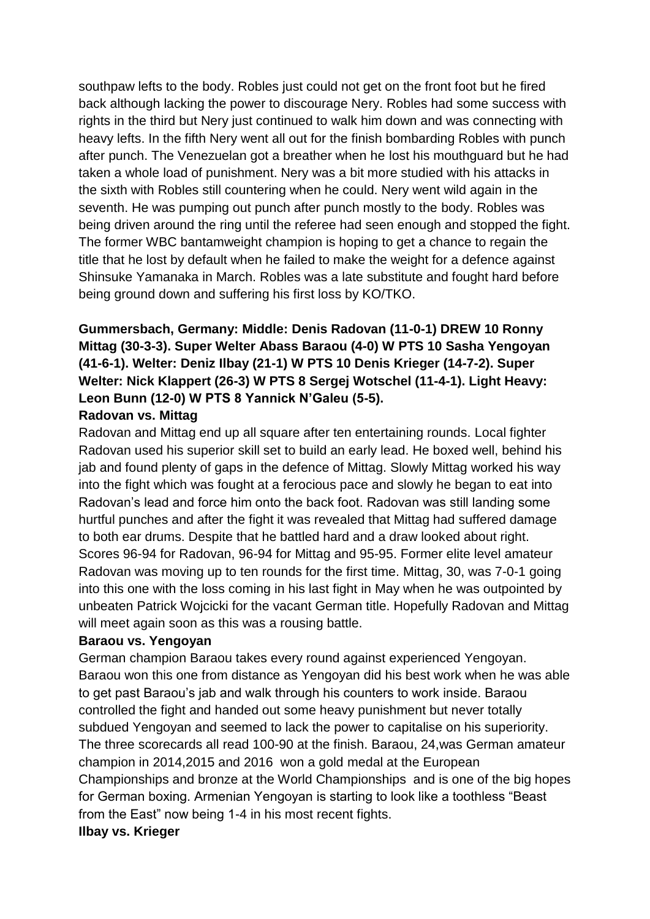southpaw lefts to the body. Robles just could not get on the front foot but he fired back although lacking the power to discourage Nery. Robles had some success with rights in the third but Nery just continued to walk him down and was connecting with heavy lefts. In the fifth Nery went all out for the finish bombarding Robles with punch after punch. The Venezuelan got a breather when he lost his mouthguard but he had taken a whole load of punishment. Nery was a bit more studied with his attacks in the sixth with Robles still countering when he could. Nery went wild again in the seventh. He was pumping out punch after punch mostly to the body. Robles was being driven around the ring until the referee had seen enough and stopped the fight. The former WBC bantamweight champion is hoping to get a chance to regain the title that he lost by default when he failed to make the weight for a defence against Shinsuke Yamanaka in March. Robles was a late substitute and fought hard before being ground down and suffering his first loss by KO/TKO.

**Gummersbach, Germany: Middle: Denis Radovan (11-0-1) DREW 10 Ronny Mittag (30-3-3). Super Welter Abass Baraou (4-0) W PTS 10 Sasha Yengoyan (41-6-1). Welter: Deniz Ilbay (21-1) W PTS 10 Denis Krieger (14-7-2). Super Welter: Nick Klappert (26-3) W PTS 8 Sergej Wotschel (11-4-1). Light Heavy: Leon Bunn (12-0) W PTS 8 Yannick N'Galeu (5-5).**

**Radovan vs. Mittag**

Radovan and Mittag end up all square after ten entertaining rounds. Local fighter Radovan used his superior skill set to build an early lead. He boxed well, behind his jab and found plenty of gaps in the defence of Mittag. Slowly Mittag worked his way into the fight which was fought at a ferocious pace and slowly he began to eat into Radovan's lead and force him onto the back foot. Radovan was still landing some hurtful punches and after the fight it was revealed that Mittag had suffered damage to both ear drums. Despite that he battled hard and a draw looked about right. Scores 96-94 for Radovan, 96-94 for Mittag and 95-95. Former elite level amateur Radovan was moving up to ten rounds for the first time. Mittag, 30, was 7-0-1 going into this one with the loss coming in his last fight in May when he was outpointed by unbeaten Patrick Wojcicki for the vacant German title. Hopefully Radovan and Mittag will meet again soon as this was a rousing battle.

**Baraou vs. Yengoyan**

German champion Baraou takes every round against experienced Yengoyan. Baraou won this one from distance as Yengoyan did his best work when he was able to get past Baraou's jab and walk through his counters to work inside. Baraou controlled the fight and handed out some heavy punishment but never totally subdued Yengoyan and seemed to lack the power to capitalise on his superiority. The three scorecards all read 100-90 at the finish. Baraou, 24,was German amateur champion in 2014,2015 and 2016 won a gold medal at the European Championships and bronze at the World Championships and is one of the big hopes for German boxing. Armenian Yengoyan is starting to look like a toothless "Beast from the East" now being 1-4 in his most recent fights.

**Ilbay vs. Krieger**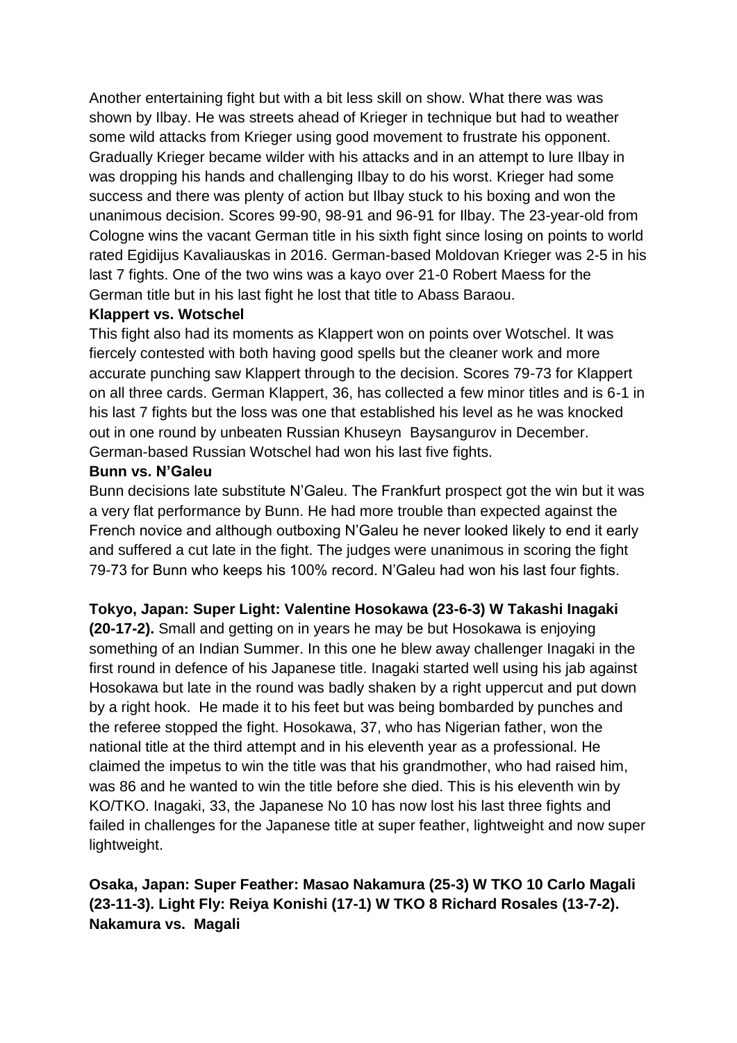Another entertaining fight but with a bit less skill on show. What there was was shown by Ilbay. He was streets ahead of Krieger in technique but had to weather some wild attacks from Krieger using good movement to frustrate his opponent. Gradually Krieger became wilder with his attacks and in an attempt to lure Ilbay in was dropping his hands and challenging Ilbay to do his worst. Krieger had some success and there was plenty of action but Ilbay stuck to his boxing and won the unanimous decision. Scores 99-90, 98-91 and 96-91 for Ilbay. The 23-year-old from Cologne wins the vacant German title in his sixth fight since losing on points to world rated Egidijus Kavaliauskas in 2016. German-based Moldovan Krieger was 2-5 in his last 7 fights. One of the two wins was a kayo over 21-0 Robert Maess for the German title but in his last fight he lost that title to Abass Baraou.

**Klappert vs. Wotschel**

This fight also had its moments as Klappert won on points over Wotschel. It was fiercely contested with both having good spells but the cleaner work and more accurate punching saw Klappert through to the decision. Scores 79-73 for Klappert on all three cards. German Klappert, 36, has collected a few minor titles and is 6-1 in his last 7 fights but the loss was one that established his level as he was knocked out in one round by unbeaten Russian Khuseyn Baysangurov in December. German-based Russian Wotschel had won his last five fights.

**Bunn vs. N'Galeu**

Bunn decisions late substitute N'Galeu. The Frankfurt prospect got the win but it was a very flat performance by Bunn. He had more trouble than expected against the French novice and although outboxing N'Galeu he never looked likely to end it early and suffered a cut late in the fight. The judges were unanimous in scoring the fight 79-73 for Bunn who keeps his 100% record. N'Galeu had won his last four fights.

**Tokyo, Japan: Super Light: Valentine Hosokawa (23-6-3) W Takashi Inagaki (20-17-2).** Small and getting on in years he may be but Hosokawa is enjoying something of an Indian Summer. In this one he blew away challenger Inagaki in the first round in defence of his Japanese title. Inagaki started well using his jab against Hosokawa but late in the round was badly shaken by a right uppercut and put down by a right hook. He made it to his feet but was being bombarded by punches and the referee stopped the fight. Hosokawa, 37, who has Nigerian father, won the national title at the third attempt and in his eleventh year as a professional. He claimed the impetus to win the title was that his grandmother, who had raised him, was 86 and he wanted to win the title before she died. This is his eleventh win by KO/TKO. Inagaki, 33, the Japanese No 10 has now lost his last three fights and failed in challenges for the Japanese title at super feather, lightweight and now super lightweight.

**Osaka, Japan: Super Feather: Masao Nakamura (25-3) W TKO 10 Carlo Magali (23-11-3). Light Fly: Reiya Konishi (17-1) W TKO 8 Richard Rosales (13-7-2).**

**Nakamura vs. Magali**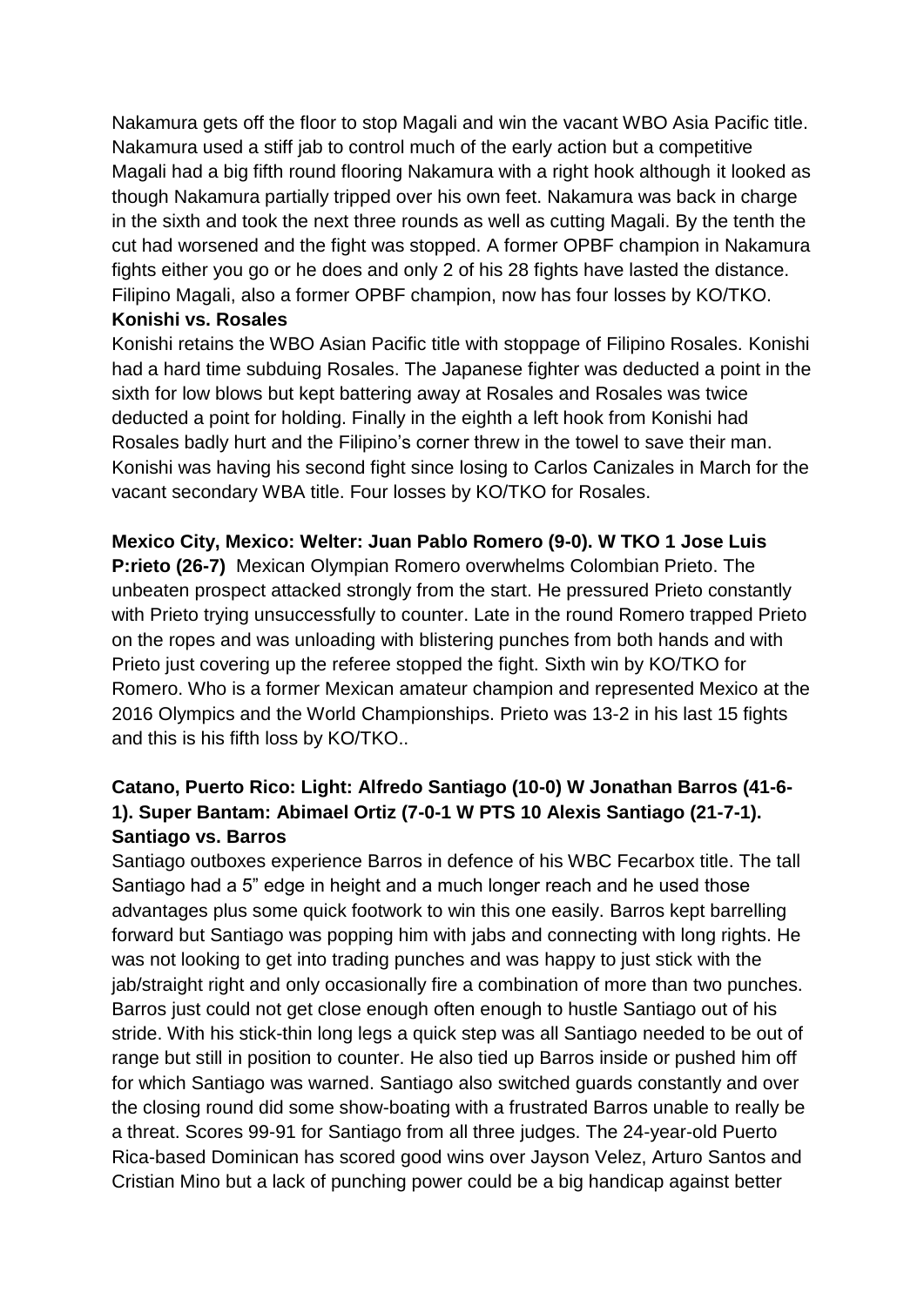Nakamura gets off the floor to stop Magali and win the vacant WBO Asia Pacific title. Nakamura used a stiff jab to control much of the early action but a competitive Magali had a big fifth round flooring Nakamura with a right hook although it looked as though Nakamura partially tripped over his own feet. Nakamura was back in charge in the sixth and took the next three rounds as well as cutting Magali. By the tenth the cut had worsened and the fight was stopped. A former OPBF champion in Nakamura fights either you go or he does and only 2 of his 28 fights have lasted the distance. Filipino Magali, also a former OPBF champion, now has four losses by KO/TKO.

**Konishi vs. Rosales**

Konishi retains the WBO Asian Pacific title with stoppage of Filipino Rosales. Konishi had a hard time subduing Rosales. The Japanese fighter was deducted a point in the sixth for low blows but kept battering away at Rosales and Rosales was twice deducted a point for holding. Finally in the eighth a left hook from Konishi had Rosales badly hurt and the Filipino's corner threw in the towel to save their man. Konishi was having his second fight since losing to Carlos Canizales in March for the vacant secondary WBA title. Four losses by KO/TKO for Rosales.

**Mexico City, Mexico: Welter: Juan Pablo Romero (9-0). W TKO 1 Jose Luis P:rieto (26-7)** Mexican Olympian Romero overwhelms Colombian Prieto. The unbeaten prospect attacked strongly from the start. He pressured Prieto constantly with Prieto trying unsuccessfully to counter. Late in the round Romero trapped Prieto on the ropes and was unloading with blistering punches from both hands and with Prieto just covering up the referee stopped the fight. Sixth win by KO/TKO for Romero. Who is a former Mexican amateur champion and represented Mexico at the 2016 Olympics and the World Championships. Prieto was 13-2 in his last 15 fights and this is his fifth loss by KO/TKO..

**Catano, Puerto Rico: Light: Alfredo Santiago (10-0) W Jonathan Barros (41-6-1). Super Bantam: Abimael Ortiz (7-0-1 W PTS 10 Alexis Santiago (21-7-1).**

**Santiago vs. Barros**

Santiago outboxes experience Barros in defence of his WBC Fecarbox title. The tall Santiago had a 5" edge in height and a much longer reach and he used those advantages plus some quick footwork to win this one easily. Barros kept barrelling forward but Santiago was popping him with jabs and connecting with long rights. He was not looking to get into trading punches and was happy to just stick with the jab/straight right and only occasionally fire a combination of more than two punches. Barros just could not get close enough often enough to hustle Santiago out of his stride. With his stick-thin long legs a quick step was all Santiago needed to be out of range but still in position to counter. He also tied up Barros inside or pushed him off for which Santiago was warned. Santiago also switched guards constantly and over the closing round did some show-boating with a frustrated Barros unable to really be a threat. Scores 99-91 for Santiago from all three judges. The 24-year-old Puerto Rica-based Dominican has scored good wins over Jayson Velez, Arturo Santos and Cristian Mino but a lack of punching power could be a big handicap against better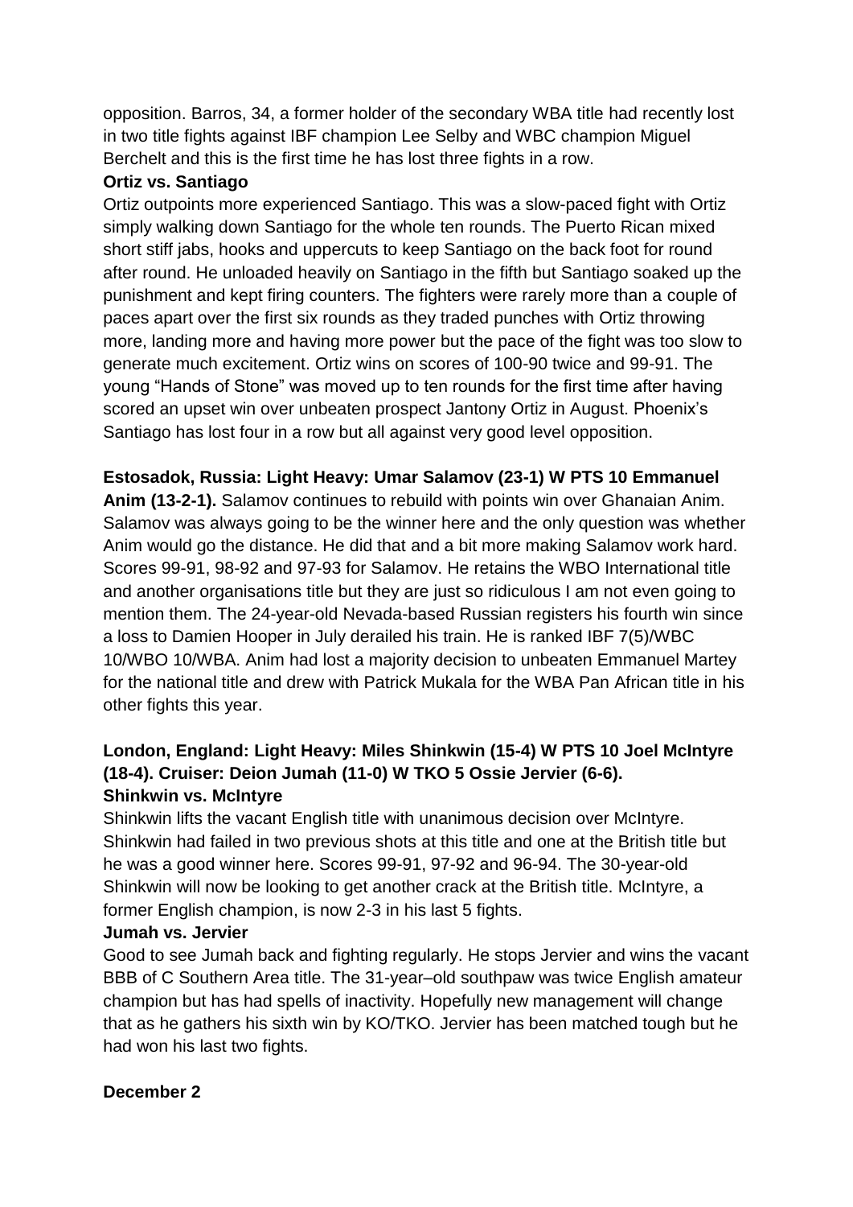opposition. Barros, 34, a former holder of the secondary WBA title had recently lost in two title fights against IBF champion Lee Selby and WBC champion Miguel Berchelt and this is the first time he has lost three fights in a row.

**Ortiz vs. Santiago**

Ortiz outpoints more experienced Santiago. This was a slow-paced fight with Ortiz simply walking down Santiago for the whole ten rounds. The Puerto Rican mixed short stiff jabs, hooks and uppercuts to keep Santiago on the back foot for round after round. He unloaded heavily on Santiago in the fifth but Santiago soaked up the punishment and kept firing counters. The fighters were rarely more than a couple of paces apart over the first six rounds as they traded punches with Ortiz throwing more, landing more and having more power but the pace of the fight was too slow to generate much excitement. Ortiz wins on scores of 100-90 twice and 99-91. The young "Hands of Stone" was moved up to ten rounds for the first time after having scored an upset win over unbeaten prospect Jantony Ortiz in August. Phoenix's Santiago has lost four in a row but all against very good level opposition.

**Estosadok, Russia: Light Heavy: Umar Salamov (23-1) W PTS 10 Emmanuel Anim (13-2-1).** Salamov continues to rebuild with points win over Ghanaian Anim. Salamov was always going to be the winner here and the only question was whether Anim would go the distance. He did that and a bit more making Salamov work hard. Scores 99-91, 98-92 and 97-93 for Salamov. He retains the WBO International title and another organisations title but they are just so ridiculous I am not even going to mention them. The 24-year-old Nevada-based Russian registers his fourth win since a loss to Damien Hooper in July derailed his train. He is ranked IBF 7(5)/WBC 10/WBO 10/WBA. Anim had lost a majority decision to unbeaten Emmanuel Martey for the national title and drew with Patrick Mukala for the WBA Pan African title in his other fights this year.

**London, England: Light Heavy: Miles Shinkwin (15-4) W PTS 10 Joel McIntyre (18-4). Cruiser: Deion Jumah (11-0) W TKO 5 Ossie Jervier (6-6).**

**Shinkwin vs. McIntyre**

Shinkwin lifts the vacant English title with unanimous decision over McIntyre. Shinkwin had failed in two previous shots at this title and one at the British title but he was a good winner here. Scores 99-91, 97-92 and 96-94. The 30-year-old Shinkwin will now be looking to get another crack at the British title. McIntyre, a former English champion, is now 2-3 in his last 5 fights.

**Jumah vs. Jervier**

Good to see Jumah back and fighting regularly. He stops Jervier and wins the vacant BBB of C Southern Area title. The 31-year–old southpaw was twice English amateur champion but has had spells of inactivity. Hopefully new management will change that as he gathers his sixth win by KO/TKO. Jervier has been matched tough but he had won his last two fights.

**December 2**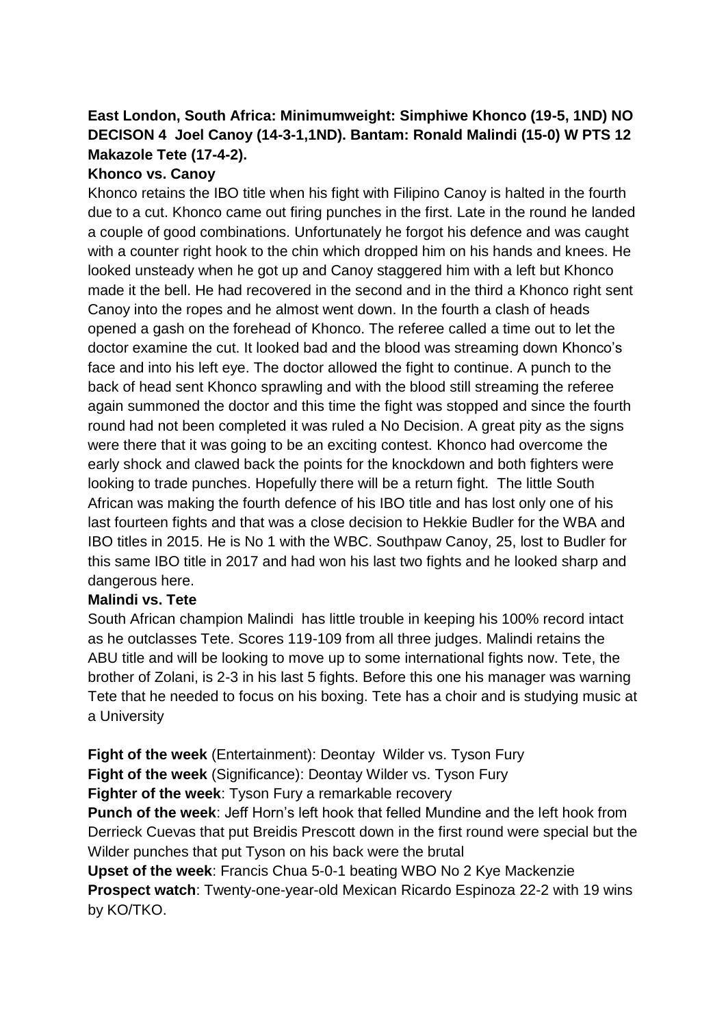**East London, South Africa: Minimumweight: Simphiwe Khonco (19-5, 1ND) NO DECISON 4 Joel Canoy (14-3-1,1ND). Bantam: Ronald Malindi (15-0) W PTS 12 Makazole Tete (17-4-2).**

**Khonco vs. Canoy**

Khonco retains the IBO title when his fight with Filipino Canoy is halted in the fourth due to a cut. Khonco came out firing punches in the first. Late in the round he landed a couple of good combinations. Unfortunately he forgot his defence and was caught with a counter right hook to the chin which dropped him on his hands and knees. He looked unsteady when he got up and Canoy staggered him with a left but Khonco made it the bell. He had recovered in the second and in the third a Khonco right sent Canoy into the ropes and he almost went down. In the fourth a clash of heads opened a gash on the forehead of Khonco. The referee called a time out to let the doctor examine the cut. It looked bad and the blood was streaming down Khonco's face and into his left eye. The doctor allowed the fight to continue. A punch to the back of head sent Khonco sprawling and with the blood still streaming the referee again summoned the doctor and this time the fight was stopped and since the fourth round had not been completed it was ruled a No Decision. A great pity as the signs were there that it was going to be an exciting contest. Khonco had overcome the early shock and clawed back the points for the knockdown and both fighters were looking to trade punches. Hopefully there will be a return fight. The little South African was making the fourth defence of his IBO title and has lost only one of his last fourteen fights and that was a close decision to Hekkie Budler for the WBA and IBO titles in 2015. He is No 1 with the WBC. Southpaw Canoy, 25, lost to Budler for this same IBO title in 2017 and had won his last two fights and he looked sharp and dangerous here.

**Malindi vs. Tete**

South African champion Malindi has little trouble in keeping his 100% record intact as he outclasses Tete. Scores 119-109 from all three judges. Malindi retains the ABU title and will be looking to move up to some international fights now. Tete, the brother of Zolani, is 2-3 in his last 5 fights. Before this one his manager was warning Tete that he needed to focus on his boxing. Tete has a choir and is studying music at a University

**Fight of the week** (Entertainment): Deontay Wilder vs. Tyson Fury

**Fight of the week** (Significance): Deontay Wilder vs. Tyson Fury

**Fighter of the week**: Tyson Fury a remarkable recovery

**Punch of the week**: Jeff Horn's left hook that felled Mundine and the left hook from Derrieck Cuevas that put Breidis Prescott down in the first round were special but the Wilder punches that put Tyson on his back were the brutal

**Upset of the week**: Francis Chua 5-0-1 beating WBO No 2 Kye Mackenzie

**Prospect watch**: Twenty-one-year-old Mexican Ricardo Espinoza 22-2 with 19 wins by KO/TKO.